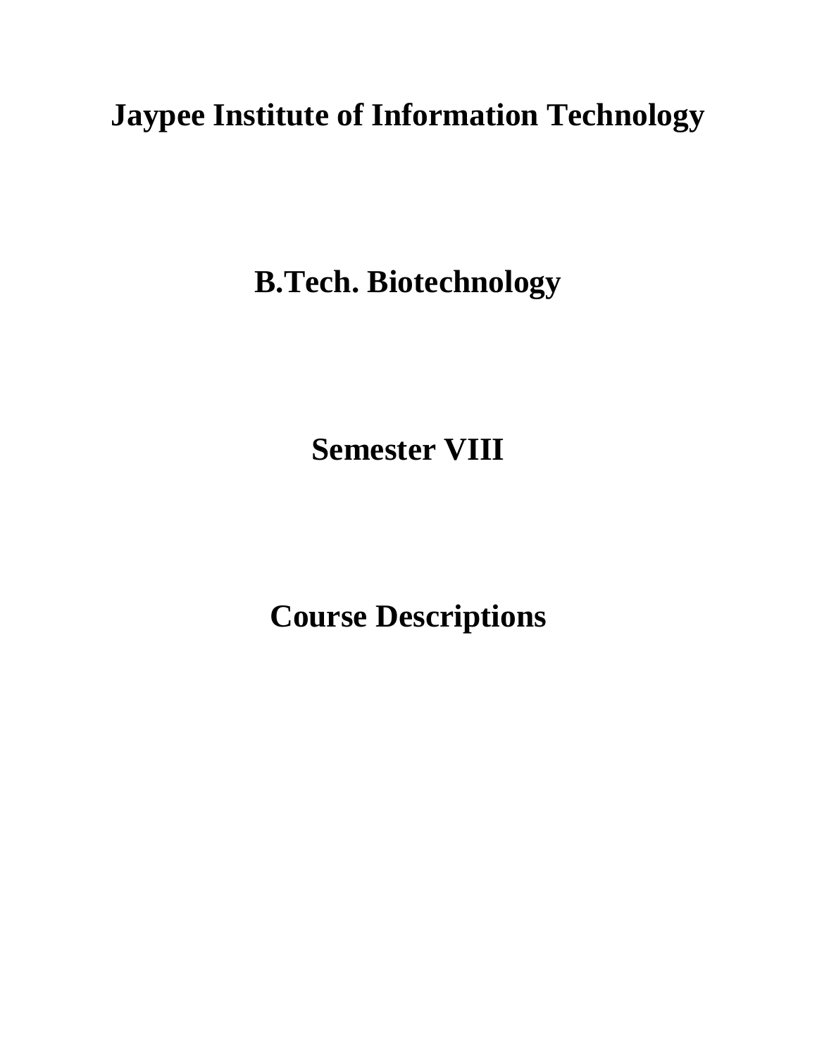# Jaypee Institute of Information Technology

# B.Tech. Biotechnology

# Semester VIII

# Course Descriptions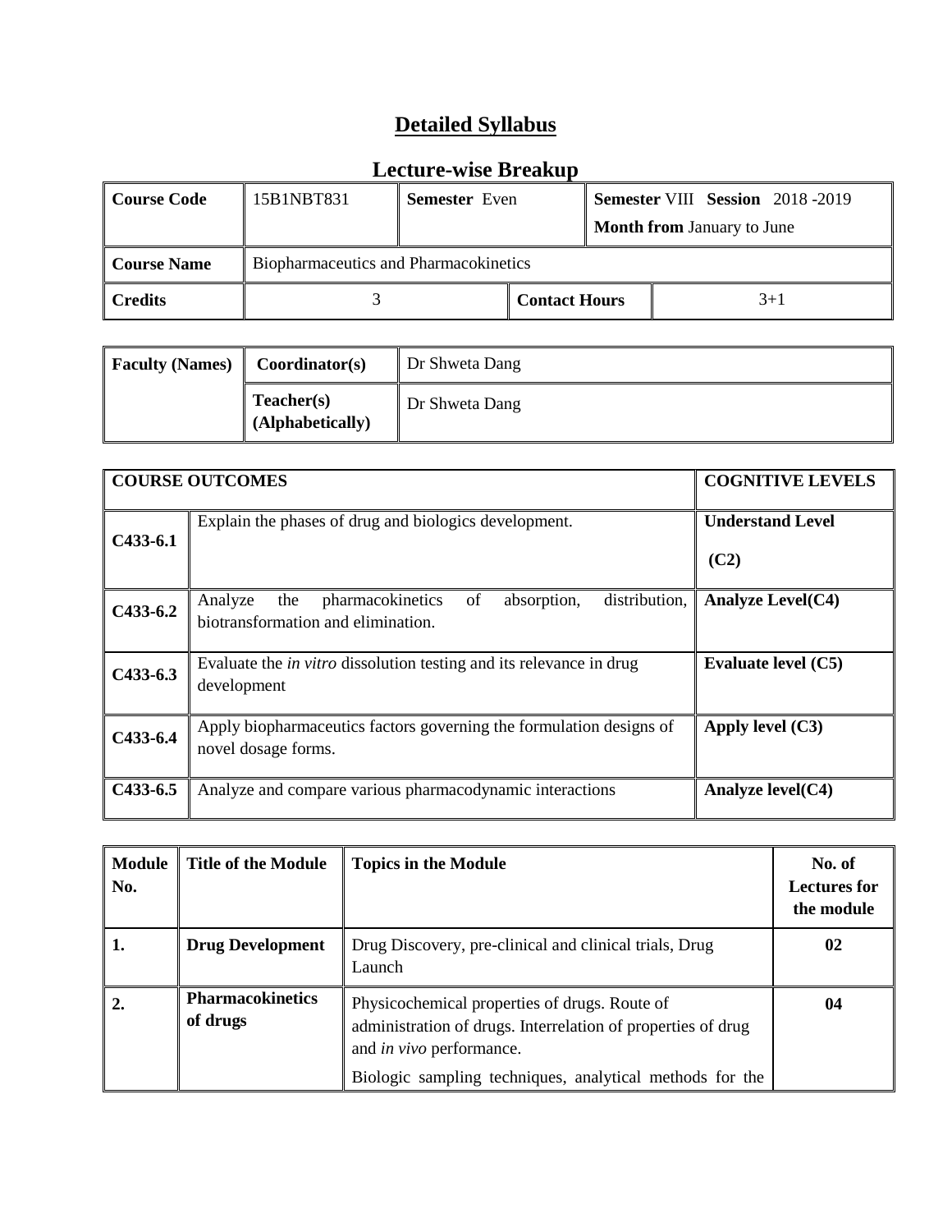# Detailed Syllabus

## Lecture-wise Breakup

| Course Code | 15B1NBT831 | Semester Even | | Semester VIII Session 2018 -2019<br>Month from January to June |
|---|---|---|---|---|
| Course Name | Biopharmaceutics and Pharmacokinetics | | | |
| Credits | 3 | | Contact Hours | 3+1 |

| Faculty (Names) | Coordinator(s) | Dr Shweta Dang |
|---|---|---|
| | Teacher(s) (Alphabetically) | Dr Shweta Dang |

| COURSE OUTCOMES | | COGNITIVE LEVELS |
|---|---|---|
| C433-6.1 | Explain the phases of drug and biologics development. | Understand Level (C2) |
| C433-6.2 | Analyze the pharmacokinetics of absorption, distribution, biotransformation and elimination. | Analyze Level(C4) |
| C433-6.3 | Evaluate the *in vitro* dissolution testing and its relevance in drug development | Evaluate level (C5) |
| C433-6.4 | Apply biopharmaceutics factors governing the formulation designs of novel dosage forms. | Apply level (C3) |
| C433-6.5 | Analyze and compare various pharmacodynamic interactions | Analyze level(C4) |

| Module No. | Title of the Module | Topics in the Module | No. of Lectures for the module |
|---|---|---|---|
| 1. | Drug Development | Drug Discovery, pre-clinical and clinical trials, Drug Launch | 02 |
| 2. | Pharmacokinetics of drugs | Physicochemical properties of drugs. Route of administration of drugs. Interrelation of properties of drug and *in vivo* performance.<br>Biologic sampling techniques, analytical methods for the | 04 |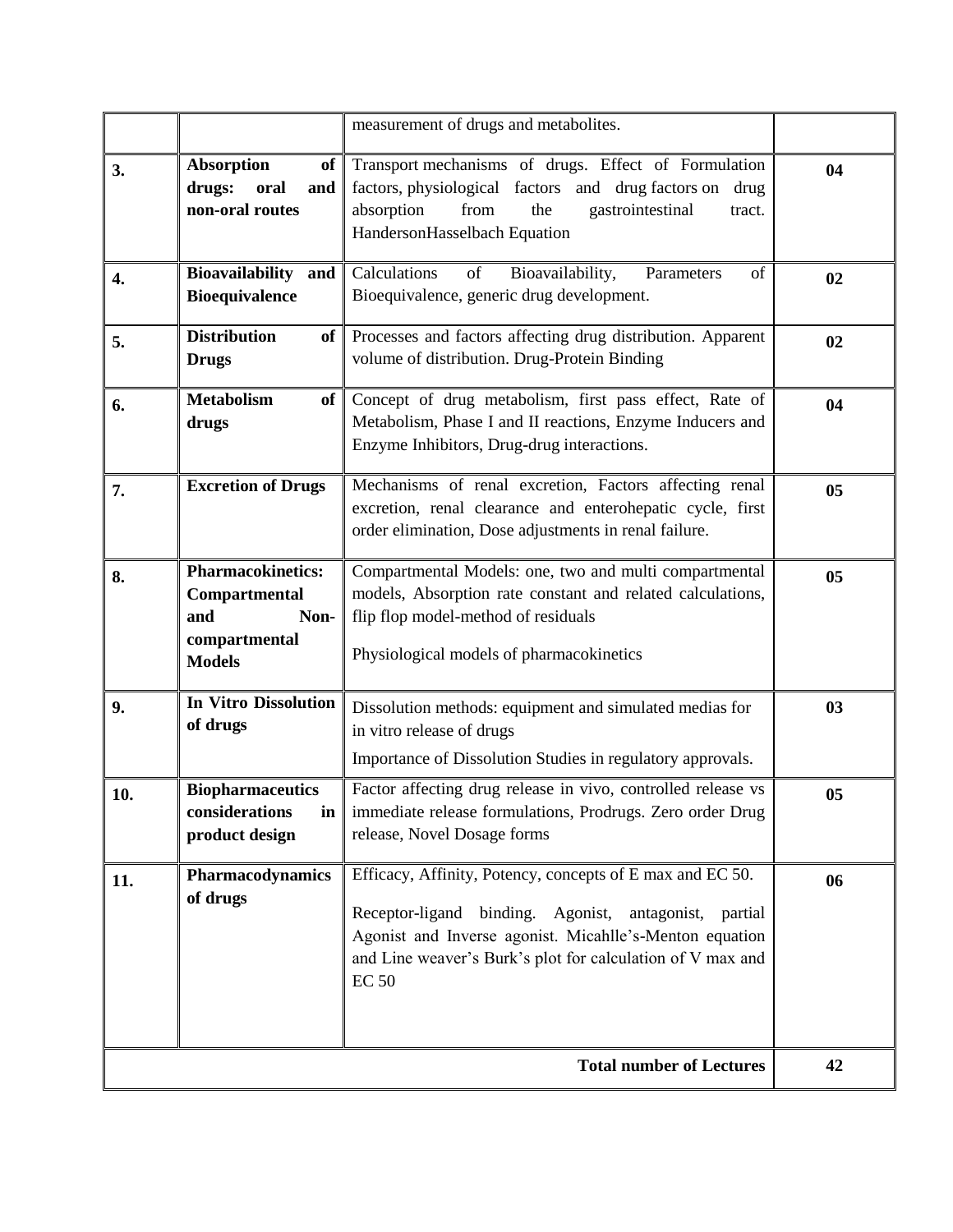| | | measurement of drugs and metabolites. | |
|---|---|---|---|
| 3. | **Absorption of drugs: oral and non-oral routes** | Transport mechanisms of drugs. Effect of Formulation factors, physiological factors and drug factors on drug absorption from the gastrointestinal tract. HandersonHasselbach Equation | 04 |
| 4. | **Bioavailability and Bioequivalence** | Calculations of Bioavailability, Parameters of Bioequivalence, generic drug development. | 02 |
| 5. | **Distribution of Drugs** | Processes and factors affecting drug distribution. Apparent volume of distribution. Drug-Protein Binding | 02 |
| 6. | **Metabolism of drugs** | Concept of drug metabolism, first pass effect, Rate of Metabolism, Phase I and II reactions, Enzyme Inducers and Enzyme Inhibitors, Drug-drug interactions. | 04 |
| 7. | **Excretion of Drugs** | Mechanisms of renal excretion, Factors affecting renal excretion, renal clearance and enterohepatic cycle, first order elimination, Dose adjustments in renal failure. | 05 |
| 8. | **Pharmacokinetics: Compartmental and Non-compartmental Models** | Compartmental Models: one, two and multi compartmental models, Absorption rate constant and related calculations, flip flop model-method of residuals<br><br>Physiological models of pharmacokinetics | 05 |
| 9. | **In Vitro Dissolution of drugs** | Dissolution methods: equipment and simulated medias for in vitro release of drugs<br><br>Importance of Dissolution Studies in regulatory approvals. | 03 |
| 10. | **Biopharmaceutics considerations in product design** | Factor affecting drug release in vivo, controlled release vs immediate release formulations, Prodrugs. Zero order Drug release, Novel Dosage forms | 05 |
| 11. | **Pharmacodynamics of drugs** | Efficacy, Affinity, Potency, concepts of E max and EC 50.<br><br>Receptor-ligand binding. Agonist, antagonist, partial Agonist and Inverse agonist. Micahlle's-Menton equation and Line weaver's Burk's plot for calculation of V max and EC 50 | 06 |
| | | **Total number of Lectures** | **42** |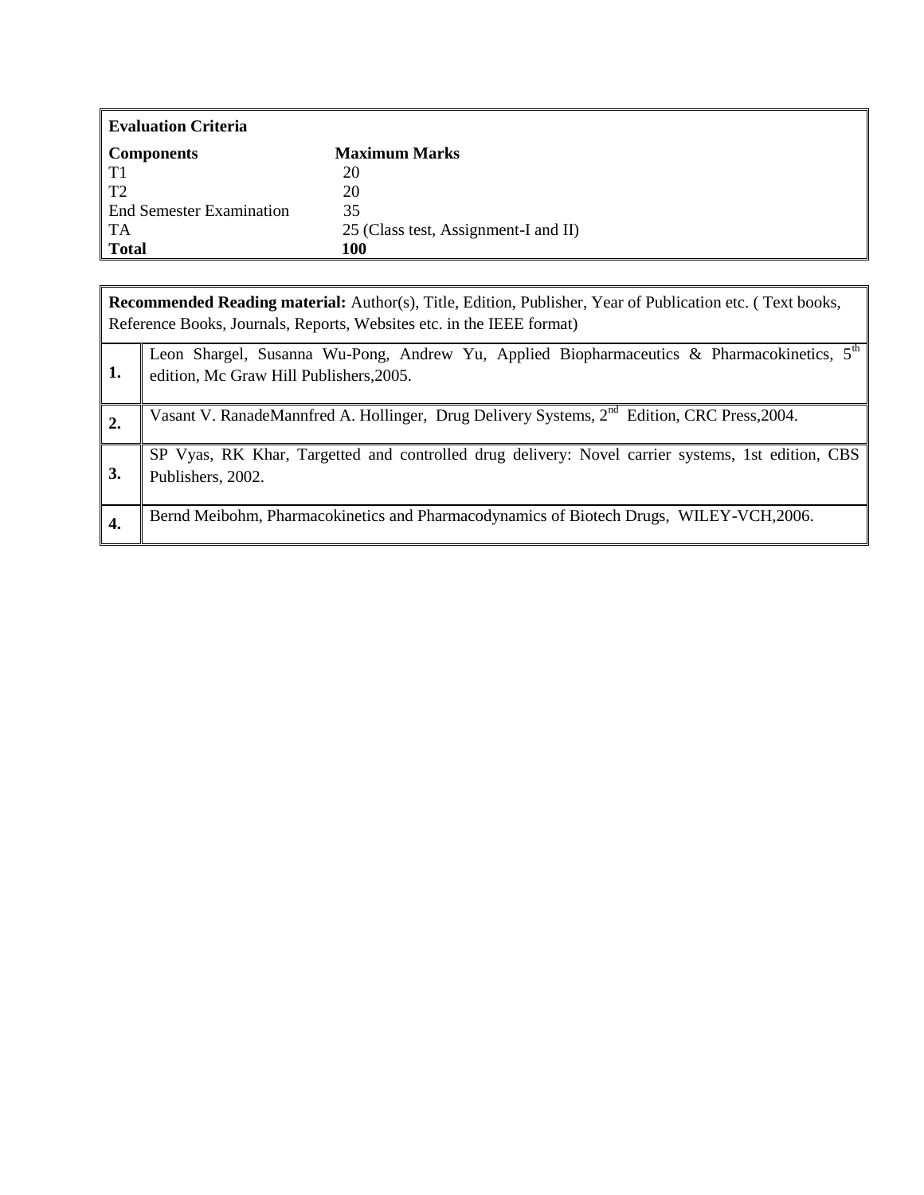| **Evaluation Criteria** | |
|---|---|
| **Components** | **Maximum Marks** |
| T1 | 20 |
| T2 | 20 |
| End Semester Examination | 35 |
| TA | 25 (Class test, Assignment-I and II) |
| **Total** | **100** |

| **Recommended Reading material:** Author(s), Title, Edition, Publisher, Year of Publication etc. ( Text books, Reference Books, Journals, Reports, Websites etc. in the IEEE format) | |
|---|---|
| **1.** | Leon Shargel, Susanna Wu-Pong, Andrew Yu, Applied Biopharmaceutics & Pharmacokinetics, 5th edition, Mc Graw Hill Publishers,2005. |
| **2.** | Vasant V. RanadeMannfred A. Hollinger, Drug Delivery Systems, 2nd Edition, CRC Press,2004. |
| **3.** | SP Vyas, RK Khar, Targetted and controlled drug delivery: Novel carrier systems, 1st edition, CBS Publishers, 2002. |
| **4.** | Bernd Meibohm, Pharmacokinetics and Pharmacodynamics of Biotech Drugs, WILEY-VCH,2006. |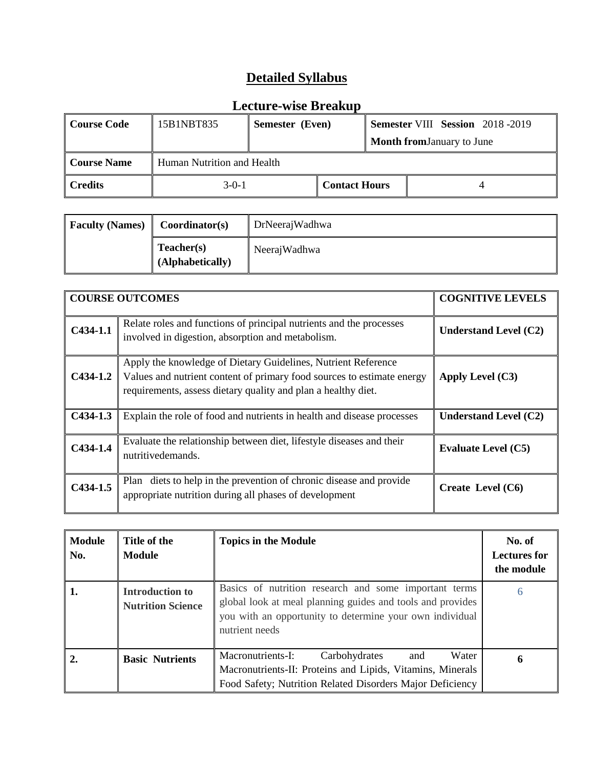# Detailed Syllabus

## Lecture-wise Breakup

| Course Code | 15B1NBT835 | Semester (Even) | | Semester VIII Session 2018 -2019<br>Month fromJanuary to June |
|---|---|---|---|---|
| Course Name | Human Nutrition and Health | | | |
| Credits | 3-0-1 | | Contact Hours | 4 |

| Faculty (Names) | Coordinator(s) | DrNeerajWadhwa |
|---|---|---|
| | Teacher(s) (Alphabetically) | NeerajWadhwa |

| COURSE OUTCOMES | | COGNITIVE LEVELS |
|---|---|---|
| C434-1.1 | Relate roles and functions of principal nutrients and the processes involved in digestion, absorption and metabolism. | Understand Level (C2) |
| C434-1.2 | Apply the knowledge of Dietary Guidelines, Nutrient Reference Values and nutrient content of primary food sources to estimate energy requirements, assess dietary quality and plan a healthy diet. | Apply Level (C3) |
| C434-1.3 | Explain the role of food and nutrients in health and disease processes | Understand Level (C2) |
| C434-1.4 | Evaluate the relationship between diet, lifestyle diseases and their nutritivedemands. | Evaluate Level (C5) |
| C434-1.5 | Plan diets to help in the prevention of chronic disease and provide appropriate nutrition during all phases of development | Create Level (C6) |

| Module No. | Title of the Module | Topics in the Module | No. of Lectures for the module |
|---|---|---|---|
| 1. | Introduction to Nutrition Science | Basics of nutrition research and some important terms global look at meal planning guides and tools and provides you with an opportunity to determine your own individual nutrient needs | 6 |
| 2. | Basic Nutrients | Macronutrients-I: Carbohydrates and Water Macronutrients-II: Proteins and Lipids, Vitamins, Minerals Food Safety; Nutrition Related Disorders Major Deficiency | 6 |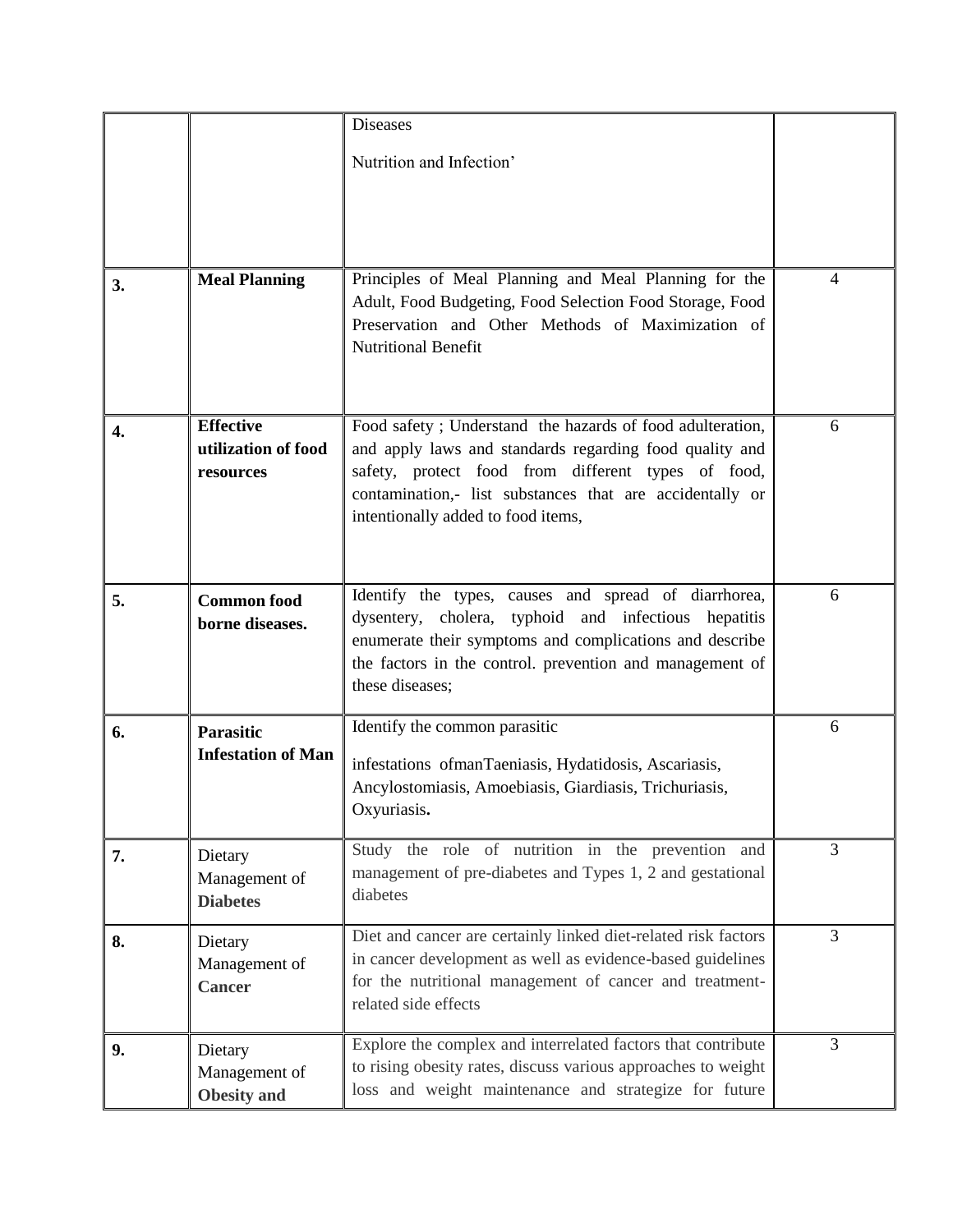| | | | |
|---|---|---|---|
| | | Diseases<br><br>Nutrition and Infection' | |
| **3.** | **Meal Planning** | Principles of Meal Planning and Meal Planning for the Adult, Food Budgeting, Food Selection Food Storage, Food Preservation and Other Methods of Maximization of Nutritional Benefit | 4 |
| **4.** | **Effective utilization of food resources** | Food safety ; Understand the hazards of food adulteration, and apply laws and standards regarding food quality and safety, protect food from different types of food, contamination,- list substances that are accidentally or intentionally added to food items, | 6 |
| **5.** | **Common food borne diseases.** | Identify the types, causes and spread of diarrhorea, dysentery, cholera, typhoid and infectious hepatitis enumerate their symptoms and complications and describe the factors in the control. prevention and management of these diseases; | 6 |
| **6.** | **Parasitic Infestation of Man** | Identify the common parasitic<br><br>infestations ofmanTaeniasis, Hydatidosis, Ascariasis, Ancylostomiasis, Amoebiasis, Giardiasis, Trichuriasis, Oxyuriasis**.** | 6 |
| **7.** | Dietary Management of **Diabetes** | Study the role of nutrition in the prevention and management of pre-diabetes and Types 1, 2 and gestational diabetes | 3 |
| **8.** | Dietary Management of **Cancer** | Diet and cancer are certainly linked diet-related risk factors in cancer development as well as evidence-based guidelines for the nutritional management of cancer and treatment-related side effects | 3 |
| **9.** | Dietary Management of **Obesity and** | Explore the complex and interrelated factors that contribute to rising obesity rates, discuss various approaches to weight loss and weight maintenance and strategize for future | 3 |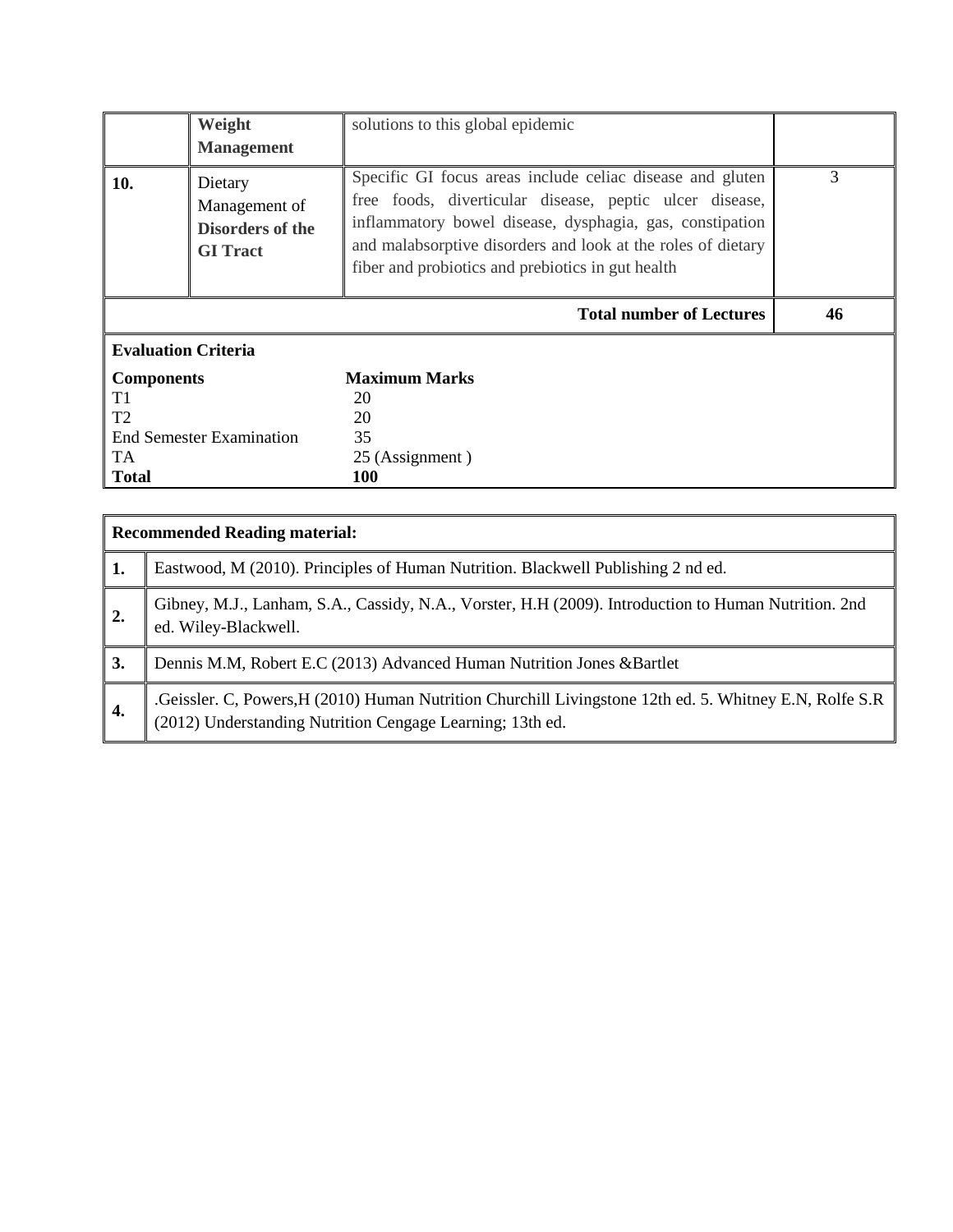| | **Weight Management** | solutions to this global epidemic | |
|---|---|---|---|
| **10.** | Dietary Management of **Disorders of the GI Tract** | Specific GI focus areas include celiac disease and gluten free foods, diverticular disease, peptic ulcer disease, inflammatory bowel disease, dysphagia, gas, constipation and malabsorptive disorders and look at the roles of dietary fiber and probiotics and prebiotics in gut health | 3 |
| | | **Total number of Lectures** | **46** |

**Evaluation Criteria**

| **Components** | **Maximum Marks** |
|---|---|
| T1 | 20 |
| T2 | 20 |
| End Semester Examination | 35 |
| TA | 25 (Assignment ) |
| **Total** | **100** |

| **Recommended Reading material:** | |
|---|---|
| **1.** | Eastwood, M (2010). Principles of Human Nutrition. Blackwell Publishing 2 nd ed. |
| **2.** | Gibney, M.J., Lanham, S.A., Cassidy, N.A., Vorster, H.H (2009). Introduction to Human Nutrition. 2nd ed. Wiley-Blackwell. |
| **3.** | Dennis M.M, Robert E.C (2013) Advanced Human Nutrition Jones &Bartlet |
| **4.** | .Geissler. C, Powers,H (2010) Human Nutrition Churchill Livingstone 12th ed. 5. Whitney E.N, Rolfe S.R (2012) Understanding Nutrition Cengage Learning; 13th ed. |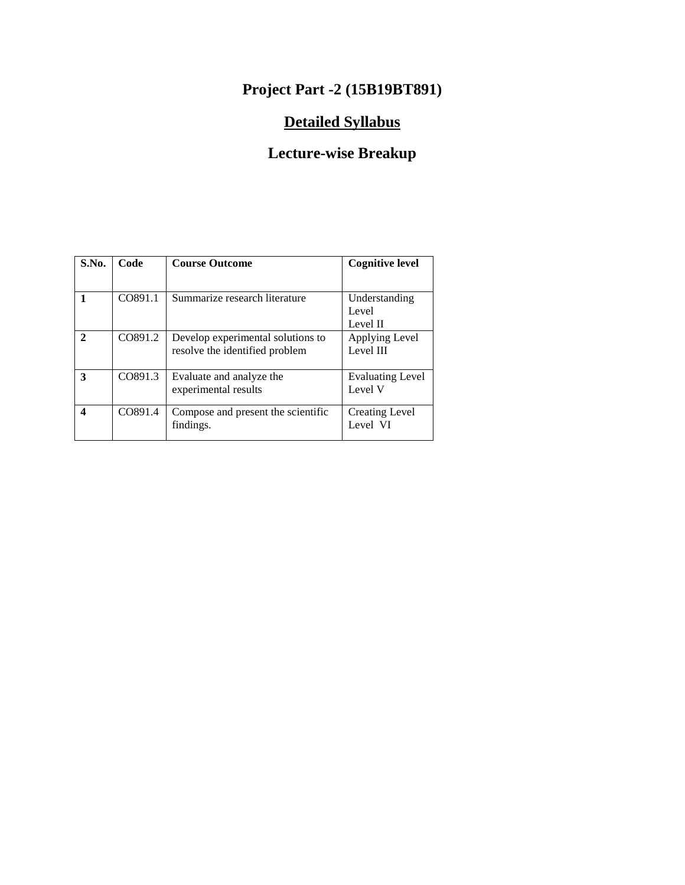# Project Part -2 (15B19BT891)

## Detailed Syllabus

## Lecture-wise Breakup

| S.No. | Code | Course Outcome | Cognitive level |
|---|---|---|---|
| **1** | CO891.1 | Summarize research literature | Understanding Level<br>Level II |
| **2** | CO891.2 | Develop experimental solutions to resolve the identified problem | Applying Level<br>Level III |
| **3** | CO891.3 | Evaluate and analyze the experimental results | Evaluating Level<br>Level V |
| **4** | CO891.4 | Compose and present the scientific findings. | Creating Level<br>Level VI |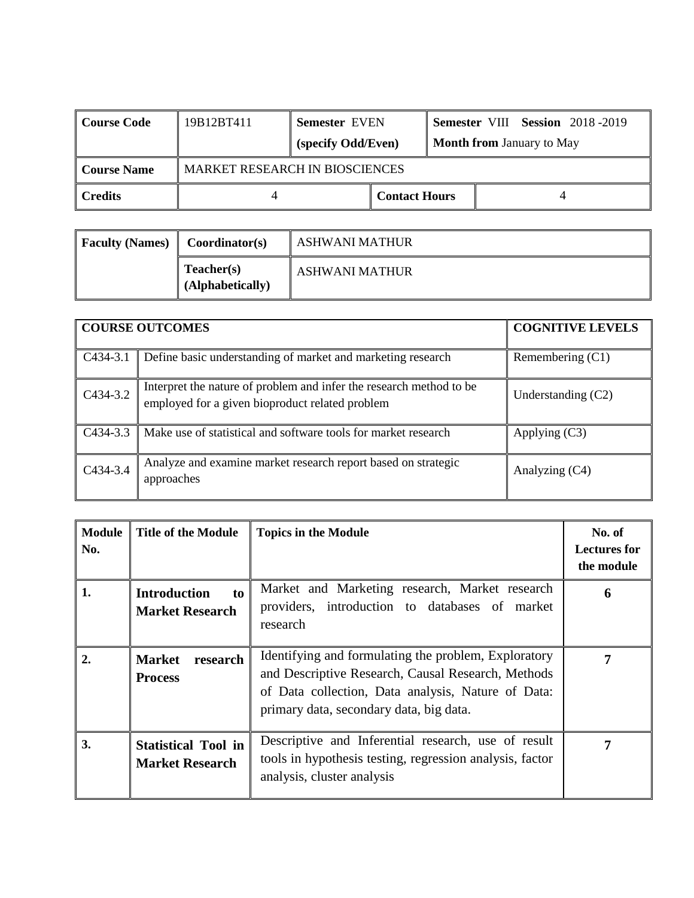| Course Code | 19B12BT411 | Semester EVEN (specify Odd/Even) | Semester VIII Session 2018 -2019 Month from January to May |
|---|---|---|---|
| Course Name | MARKET RESEARCH IN BIOSCIENCES | | |
| Credits | 4 | Contact Hours | 4 |

| Faculty (Names) | Coordinator(s) | ASHWANI MATHUR |
|---|---|---|
| | Teacher(s) (Alphabetically) | ASHWANI MATHUR |

| COURSE OUTCOMES | | COGNITIVE LEVELS |
|---|---|---|
| C434-3.1 | Define basic understanding of market and marketing research | Remembering (C1) |
| C434-3.2 | Interpret the nature of problem and infer the research method to be employed for a given bioproduct related problem | Understanding (C2) |
| C434-3.3 | Make use of statistical and software tools for market research | Applying (C3) |
| C434-3.4 | Analyze and examine market research report based on strategic approaches | Analyzing (C4) |

| Module No. | Title of the Module | Topics in the Module | No. of Lectures for the module |
|---|---|---|---|
| 1. | **Introduction to Market Research** | Market and Marketing research, Market research providers, introduction to databases of market research | 6 |
| 2. | **Market research Process** | Identifying and formulating the problem, Exploratory and Descriptive Research, Causal Research, Methods of Data collection, Data analysis, Nature of Data: primary data, secondary data, big data. | 7 |
| 3. | **Statistical Tool in Market Research** | Descriptive and Inferential research, use of result tools in hypothesis testing, regression analysis, factor analysis, cluster analysis | 7 |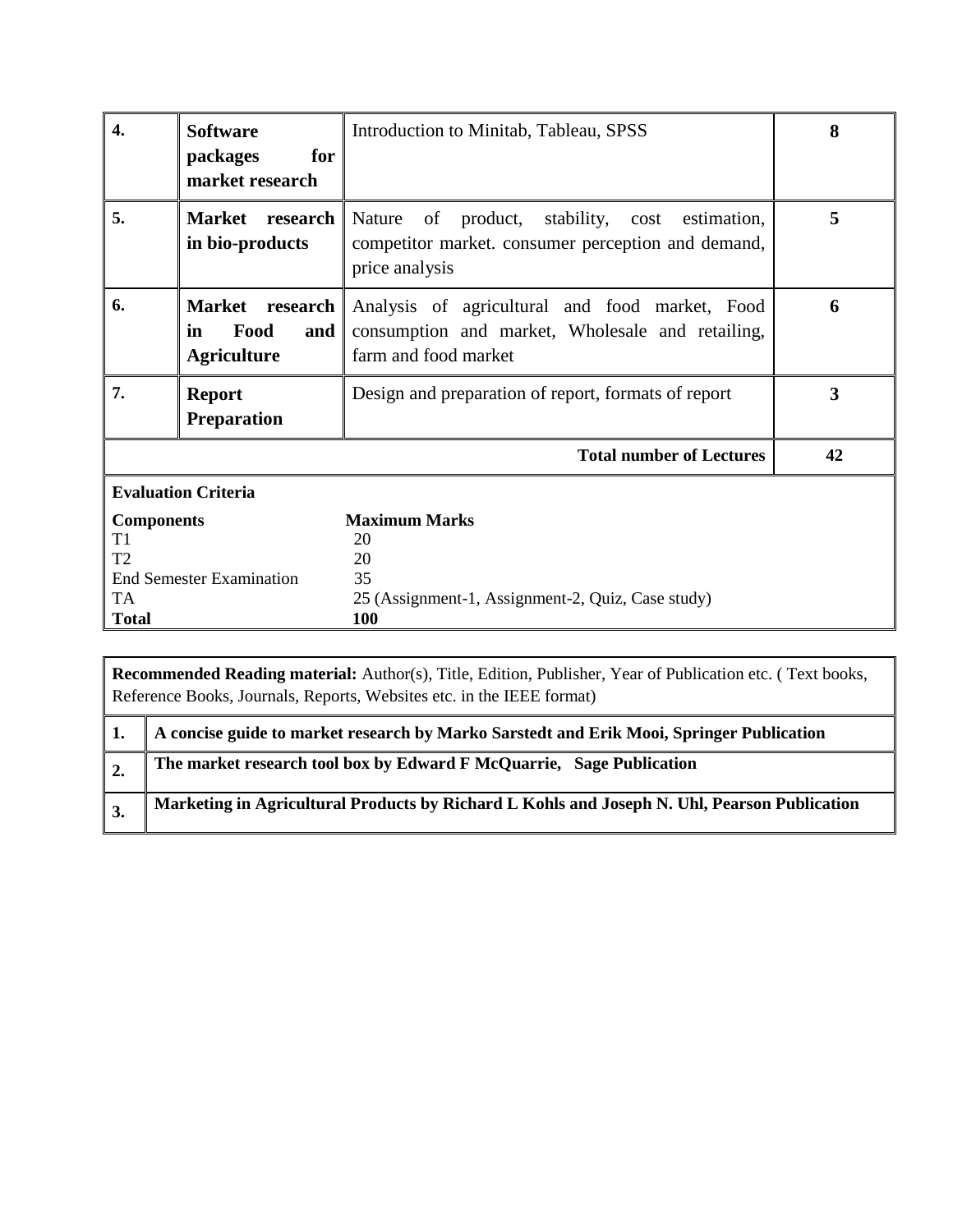| | | | |
|---|---|---|---|
| **4.** | **Software packages for market research** | Introduction to Minitab, Tableau, SPSS | **8** |
| **5.** | **Market research in bio-products** | Nature of product, stability, cost estimation, competitor market. consumer perception and demand, price analysis | **5** |
| **6.** | **Market research in Food and Agriculture** | Analysis of agricultural and food market, Food consumption and market, Wholesale and retailing, farm and food market | **6** |
| **7.** | **Report Preparation** | Design and preparation of report, formats of report | **3** |
| | | **Total number of Lectures** | **42** |

**Evaluation Criteria**

| **Components** | **Maximum Marks** |
|---|---|
| T1 | 20 |
| T2 | 20 |
| End Semester Examination | 35 |
| TA | 25 (Assignment-1, Assignment-2, Quiz, Case study) |
| **Total** | **100** |

**Recommended Reading material:** Author(s), Title, Edition, Publisher, Year of Publication etc. ( Text books, Reference Books, Journals, Reports, Websites etc. in the IEEE format)

| | |
|---|---|
| **1.** | **A concise guide to market research by Marko Sarstedt and Erik Mooi, Springer Publication** |
| **2.** | **The market research tool box by Edward F McQuarrie, Sage Publication** |
| **3.** | **Marketing in Agricultural Products by Richard L Kohls and Joseph N. Uhl, Pearson Publication** |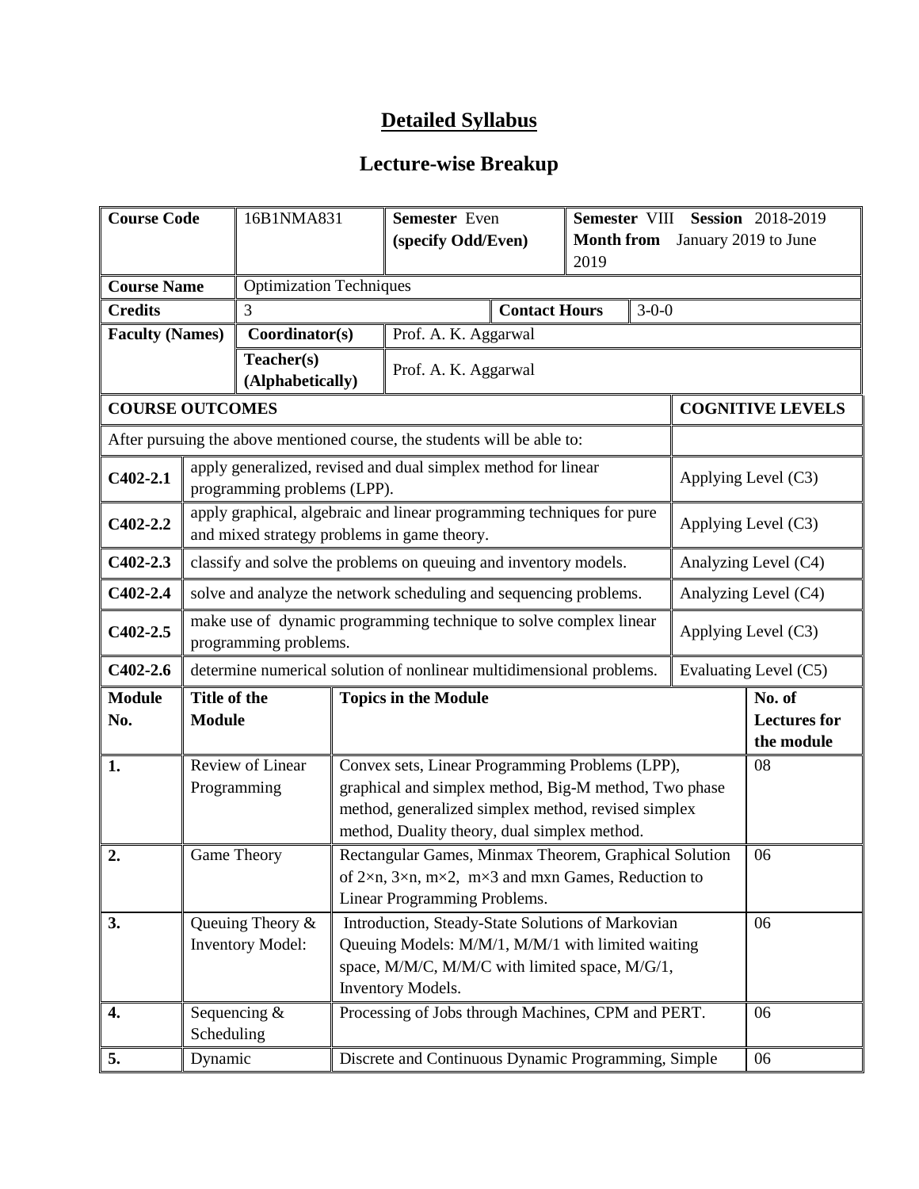# Detailed Syllabus

## Lecture-wise Breakup

| Course Code | 16B1NMA831 | Semester Even (specify Odd/Even) | Semester VIII Session 2018-2019 Month from January 2019 to June 2019 |
|---|---|---|---|
| Course Name | Optimization Techniques | | |
| Credits | 3 | Contact Hours | 3-0-0 |
| Faculty (Names) | Coordinator(s) | Prof. A. K. Aggarwal | |
| | Teacher(s) (Alphabetically) | Prof. A. K. Aggarwal | |

| COURSE OUTCOMES | | COGNITIVE LEVELS |
|---|---|---|
| After pursuing the above mentioned course, the students will be able to: | | |
| C402-2.1 | apply generalized, revised and dual simplex method for linear programming problems (LPP). | Applying Level (C3) |
| C402-2.2 | apply graphical, algebraic and linear programming techniques for pure and mixed strategy problems in game theory. | Applying Level (C3) |
| C402-2.3 | classify and solve the problems on queuing and inventory models. | Analyzing Level (C4) |
| C402-2.4 | solve and analyze the network scheduling and sequencing problems. | Analyzing Level (C4) |
| C402-2.5 | make use of dynamic programming technique to solve complex linear programming problems. | Applying Level (C3) |
| C402-2.6 | determine numerical solution of nonlinear multidimensional problems. | Evaluating Level (C5) |

| Module No. | Title of the Module | Topics in the Module | No. of Lectures for the module |
|---|---|---|---|
| 1. | Review of Linear Programming | Convex sets, Linear Programming Problems (LPP), graphical and simplex method, Big-M method, Two phase method, generalized simplex method, revised simplex method, Duality theory, dual simplex method. | 08 |
| 2. | Game Theory | Rectangular Games, Minmax Theorem, Graphical Solution of $2\times n$, $3\times n$, $m\times 2$, $m\times 3$ and mxn Games, Reduction to Linear Programming Problems. | 06 |
| 3. | Queuing Theory & Inventory Model: | Introduction, Steady-State Solutions of Markovian Queuing Models: M/M/1, M/M/1 with limited waiting space, M/M/C, M/M/C with limited space, M/G/1, Inventory Models. | 06 |
| 4. | Sequencing & Scheduling | Processing of Jobs through Machines, CPM and PERT. | 06 |
| 5. | Dynamic | Discrete and Continuous Dynamic Programming, Simple | 06 |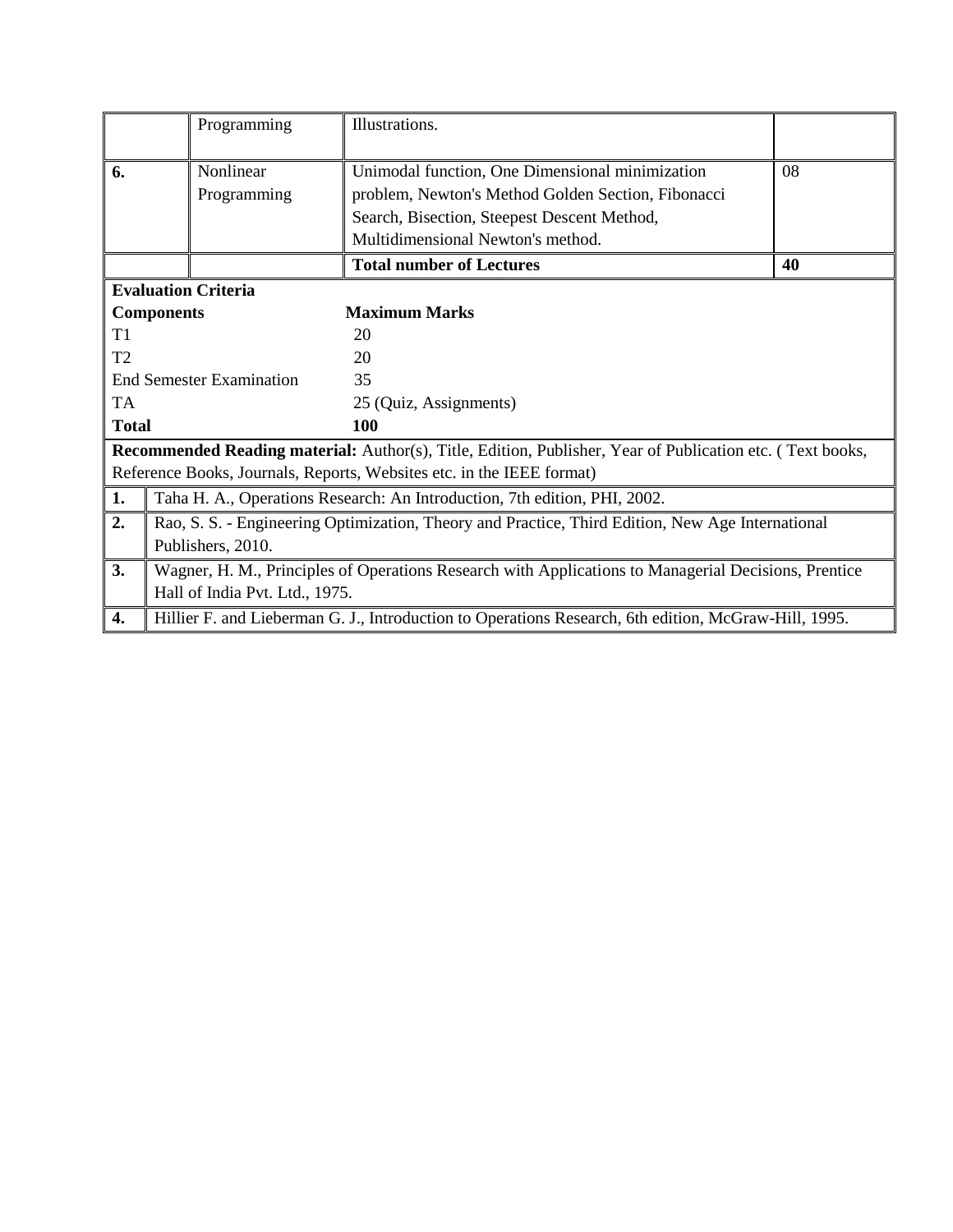| | | | |
|---|---|---|---|
| | Programming | Illustrations. | |
| 6. | Nonlinear Programming | Unimodal function, One Dimensional minimization problem, Newton's Method Golden Section, Fibonacci Search, Bisection, Steepest Descent Method, Multidimensional Newton's method. | 08 |
| | | **Total number of Lectures** | **40** |

**Evaluation Criteria**

| **Components** | **Maximum Marks** |
|---|---|
| T1 | 20 |
| T2 | 20 |
| End Semester Examination | 35 |
| TA | 25 (Quiz, Assignments) |
| **Total** | **100** |

**Recommended Reading material:** Author(s), Title, Edition, Publisher, Year of Publication etc. ( Text books, Reference Books, Journals, Reports, Websites etc. in the IEEE format)

| | |
|---|---|
| **1.** | Taha H. A., Operations Research: An Introduction, 7th edition, PHI, 2002. |
| **2.** | Rao, S. S. - Engineering Optimization, Theory and Practice, Third Edition, New Age International Publishers, 2010. |
| **3.** | Wagner, H. M., Principles of Operations Research with Applications to Managerial Decisions, Prentice Hall of India Pvt. Ltd., 1975. |
| **4.** | Hillier F. and Lieberman G. J., Introduction to Operations Research, 6th edition, McGraw-Hill, 1995. |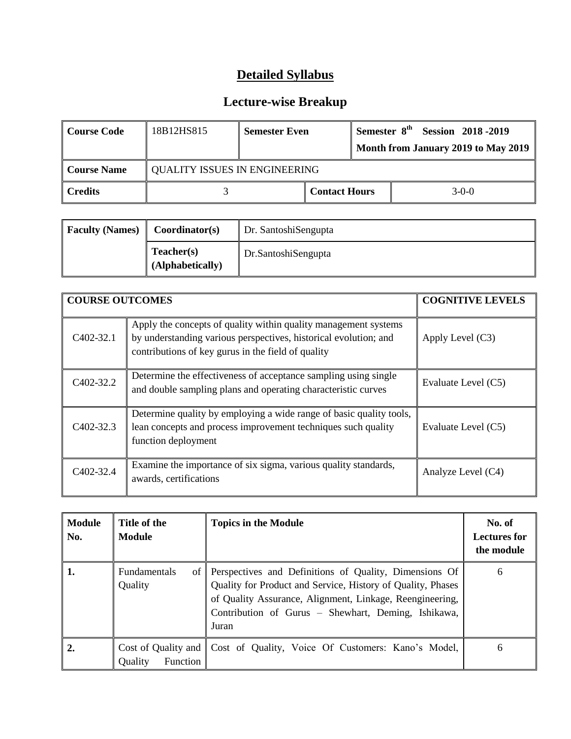# Detailed Syllabus

## Lecture-wise Breakup

| Course Code | 18B12HS815 | Semester Even | Semester 8th Session 2018 -2019 Month from January 2019 to May 2019 |
|---|---|---|---|
| Course Name | QUALITY ISSUES IN ENGINEERING | | |
| Credits | 3 | Contact Hours | 3-0-0 |

| Faculty (Names) | Coordinator(s) | Dr. SantoshiSengupta |
|---|---|---|
| | Teacher(s) (Alphabetically) | Dr.SantoshiSengupta |

| COURSE OUTCOMES | | COGNITIVE LEVELS |
|---|---|---|
| C402-32.1 | Apply the concepts of quality within quality management systems by understanding various perspectives, historical evolution; and contributions of key gurus in the field of quality | Apply Level (C3) |
| C402-32.2 | Determine the effectiveness of acceptance sampling using single and double sampling plans and operating characteristic curves | Evaluate Level (C5) |
| C402-32.3 | Determine quality by employing a wide range of basic quality tools, lean concepts and process improvement techniques such quality function deployment | Evaluate Level (C5) |
| C402-32.4 | Examine the importance of six sigma, various quality standards, awards, certifications | Analyze Level (C4) |

| Module No. | Title of the Module | Topics in the Module | No. of Lectures for the module |
|---|---|---|---|
| 1. | Fundamentals of Quality | Perspectives and Definitions of Quality, Dimensions Of Quality for Product and Service, History of Quality, Phases of Quality Assurance, Alignment, Linkage, Reengineering, Contribution of Gurus – Shewhart, Deming, Ishikawa, Juran | 6 |
| 2. | Cost of Quality and Quality Function | Cost of Quality, Voice Of Customers: Kano's Model, | 6 |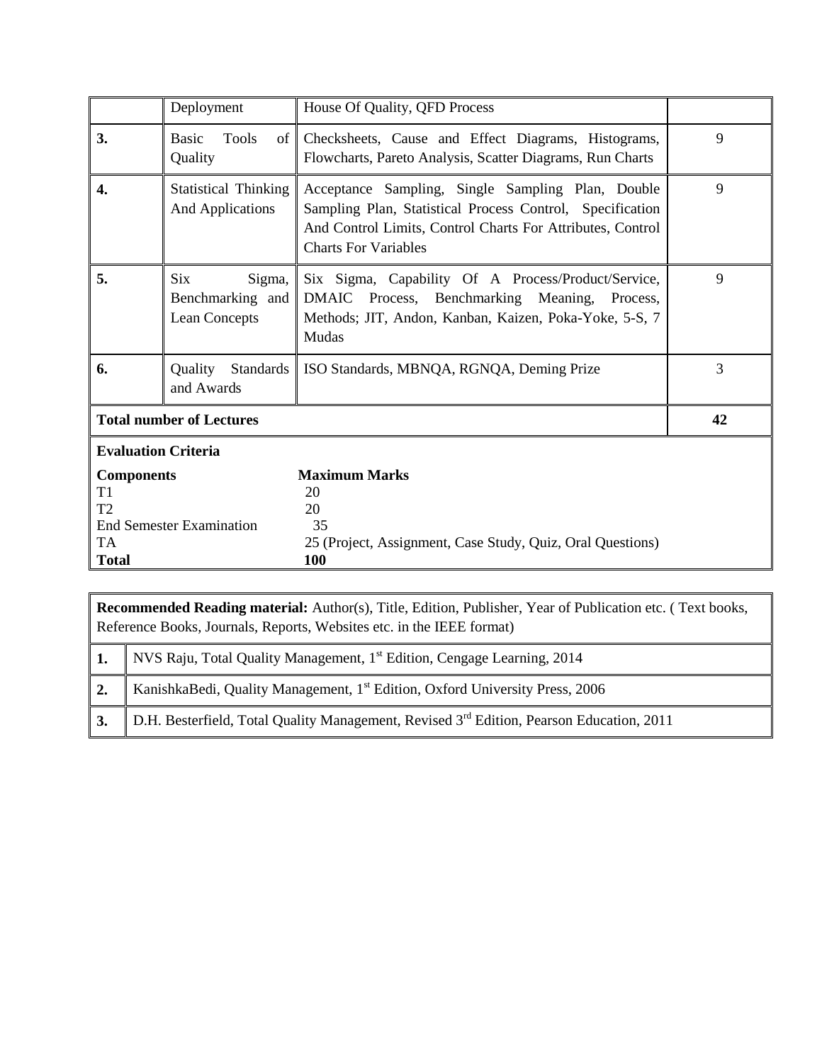|  | Deployment | House Of Quality, QFD Process |  |
|---|---|---|---|
| **3.** | Basic Tools of Quality | Checksheets, Cause and Effect Diagrams, Histograms, Flowcharts, Pareto Analysis, Scatter Diagrams, Run Charts | 9 |
| **4.** | Statistical Thinking And Applications | Acceptance Sampling, Single Sampling Plan, Double Sampling Plan, Statistical Process Control, Specification And Control Limits, Control Charts For Attributes, Control Charts For Variables | 9 |
| **5.** | Six Sigma, Benchmarking and Lean Concepts | Six Sigma, Capability Of A Process/Product/Service, DMAIC Process, Benchmarking Meaning, Process, Methods; JIT, Andon, Kanban, Kaizen, Poka-Yoke, 5-S, 7 Mudas | 9 |
| **6.** | Quality Standards and Awards | ISO Standards, MBNQA, RGNQA, Deming Prize | 3 |
| **Total number of Lectures** |  |  | **42** |

**Evaluation Criteria**

| **Components** | **Maximum Marks** |
|---|---|
| T1 | 20 |
| T2 | 20 |
| End Semester Examination | 35 |
| TA | 25 (Project, Assignment, Case Study, Quiz, Oral Questions) |
| **Total** | **100** |

**Recommended Reading material:** Author(s), Title, Edition, Publisher, Year of Publication etc. ( Text books, Reference Books, Journals, Reports, Websites etc. in the IEEE format)

| | |
|---|---|
| **1.** | NVS Raju, Total Quality Management, 1st Edition, Cengage Learning, 2014 |
| **2.** | KanishkaBedi, Quality Management, 1st Edition, Oxford University Press, 2006 |
| **3.** | D.H. Besterfield, Total Quality Management, Revised 3rd Edition, Pearson Education, 2011 |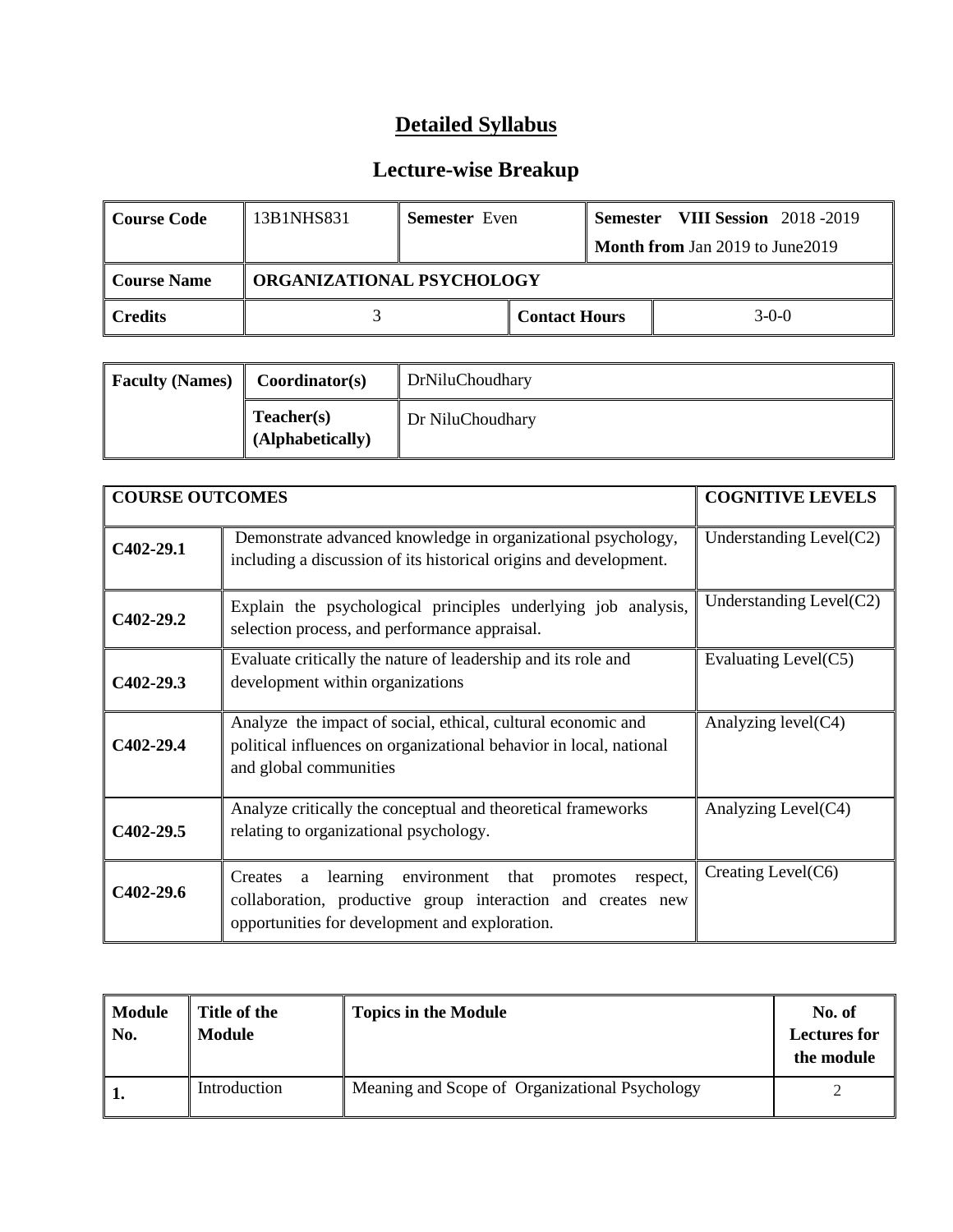# Detailed Syllabus

## Lecture-wise Breakup

| Course Code | 13B1NHS831 | Semester Even | | Semester **VIII Session** 2018 -2019 **Month from** Jan 2019 to June2019 |
|---|---|---|---|---|
| **Course Name** | **ORGANIZATIONAL PSYCHOLOGY** | | | |
| **Credits** | 3 | | **Contact Hours** | 3-0-0 |

| Faculty (Names) | Coordinator(s) | DrNiluChoudhary |
|---|---|---|
| | **Teacher(s) (Alphabetically)** | Dr NiluChoudhary |

| COURSE OUTCOMES | | COGNITIVE LEVELS |
|---|---|---|
| **C402-29.1** | Demonstrate advanced knowledge in organizational psychology, including a discussion of its historical origins and development. | Understanding Level(C2) |
| **C402-29.2** | Explain the psychological principles underlying job analysis, selection process, and performance appraisal. | Understanding Level(C2) |
| **C402-29.3** | Evaluate critically the nature of leadership and its role and development within organizations | Evaluating Level(C5) |
| **C402-29.4** | Analyze the impact of social, ethical, cultural economic and political influences on organizational behavior in local, national and global communities | Analyzing level(C4) |
| **C402-29.5** | Analyze critically the conceptual and theoretical frameworks relating to organizational psychology. | Analyzing Level(C4) |
| **C402-29.6** | Creates a learning environment that promotes respect, collaboration, productive group interaction and creates new opportunities for development and exploration. | Creating Level(C6) |

| Module No. | Title of the Module | Topics in the Module | No. of Lectures for the module |
|---|---|---|---|
| **1.** | Introduction | Meaning and Scope of Organizational Psychology | 2 |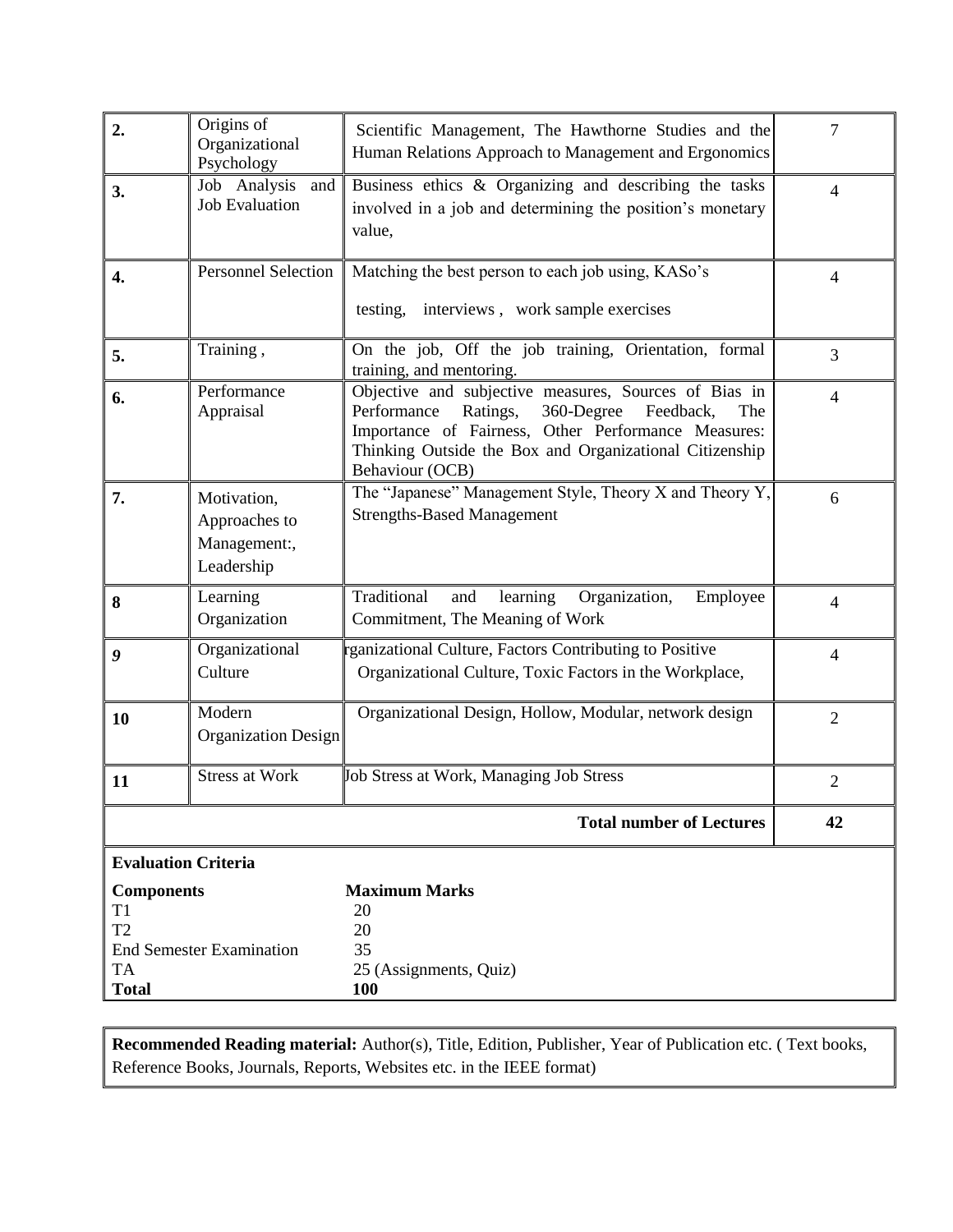| | | | |
|---|---|---|---|
| **2.** | Origins of Organizational Psychology | Scientific Management, The Hawthorne Studies and the Human Relations Approach to Management and Ergonomics | 7 |
| **3.** | Job Analysis and Job Evaluation | Business ethics & Organizing and describing the tasks involved in a job and determining the position's monetary value, | 4 |
| **4.** | Personnel Selection | Matching the best person to each job using, KASo's testing, interviews , work sample exercises | 4 |
| **5.** | Training , | On the job, Off the job training, Orientation, formal training, and mentoring. | 3 |
| **6.** | Performance Appraisal | Objective and subjective measures, Sources of Bias in Performance Ratings, 360-Degree Feedback, The Importance of Fairness, Other Performance Measures: Thinking Outside the Box and Organizational Citizenship Behaviour (OCB) | 4 |
| **7.** | Motivation, Approaches to Management:, Leadership | The "Japanese" Management Style, Theory X and Theory Y, Strengths-Based Management | 6 |
| **8** | Learning Organization | Traditional and learning Organization, Employee Commitment, The Meaning of Work | 4 |
| ***9*** | Organizational Culture | rganizational Culture, Factors Contributing to Positive Organizational Culture, Toxic Factors in the Workplace, | 4 |
| **10** | Modern Organization Design | Organizational Design, Hollow, Modular, network design | 2 |
| **11** | Stress at Work | Job Stress at Work, Managing Job Stress | 2 |
| | | **Total number of Lectures** | **42** |

**Evaluation Criteria**

| **Components** | **Maximum Marks** |
|---|---|
| T1 | 20 |
| T2 | 20 |
| End Semester Examination | 35 |
| TA | 25 (Assignments, Quiz) |
| **Total** | **100** |

**Recommended Reading material:** Author(s), Title, Edition, Publisher, Year of Publication etc. ( Text books, Reference Books, Journals, Reports, Websites etc. in the IEEE format)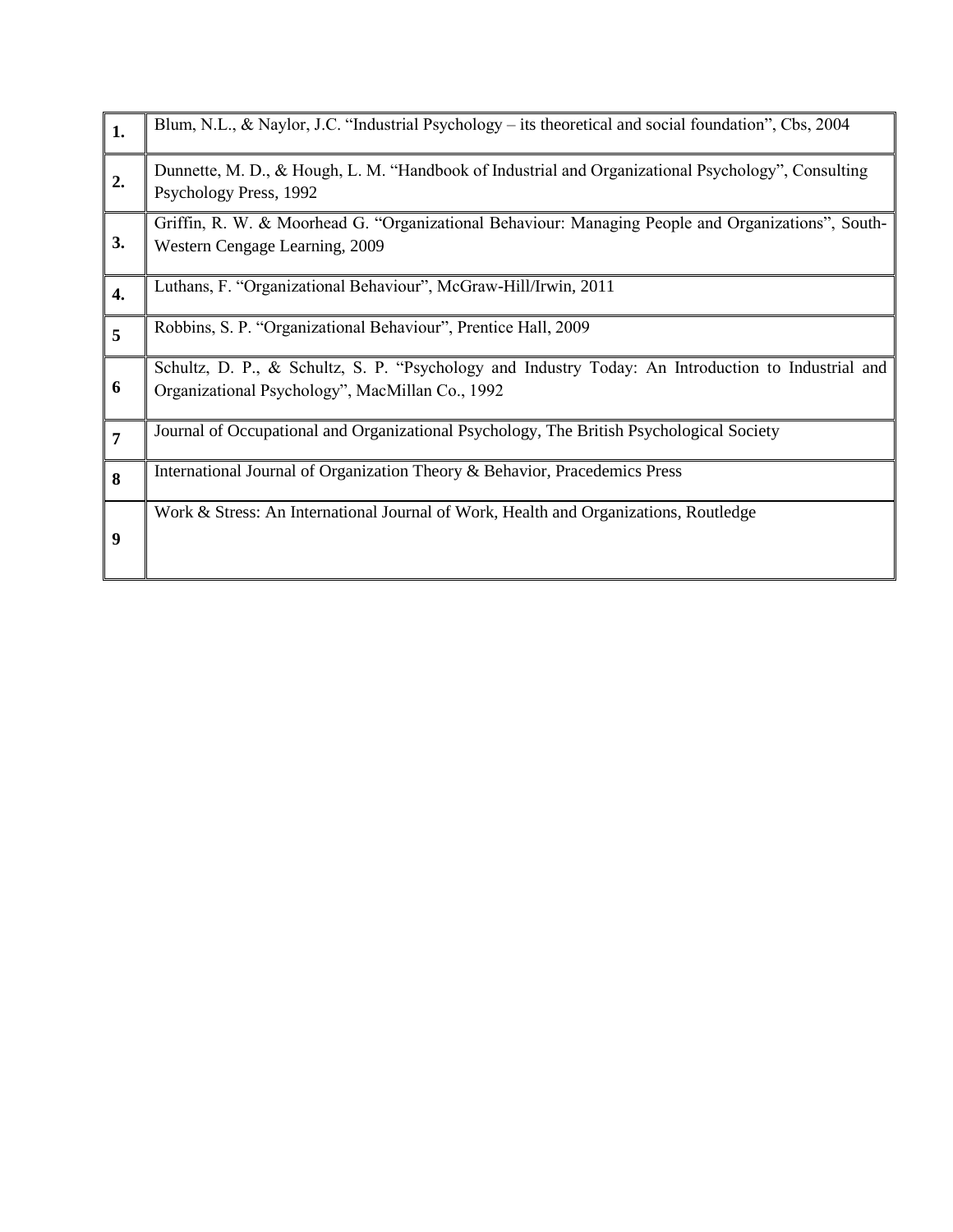| | |
|---|---|
| **1.** | Blum, N.L., & Naylor, J.C. “Industrial Psychology – its theoretical and social foundation”, Cbs, 2004 |
| **2.** | Dunnette, M. D., & Hough, L. M. “Handbook of Industrial and Organizational Psychology”, Consulting Psychology Press, 1992 |
| **3.** | Griffin, R. W. & Moorhead G. “Organizational Behaviour: Managing People and Organizations”, South-Western Cengage Learning, 2009 |
| **4.** | Luthans, F. “Organizational Behaviour”, McGraw-Hill/Irwin, 2011 |
| **5** | Robbins, S. P. “Organizational Behaviour”, Prentice Hall, 2009 |
| **6** | Schultz, D. P., & Schultz, S. P. “Psychology and Industry Today: An Introduction to Industrial and Organizational Psychology”, MacMillan Co., 1992 |
| **7** | Journal of Occupational and Organizational Psychology, The British Psychological Society |
| **8** | International Journal of Organization Theory & Behavior, Pracedemics Press |
| **9** | Work & Stress: An International Journal of Work, Health and Organizations, Routledge |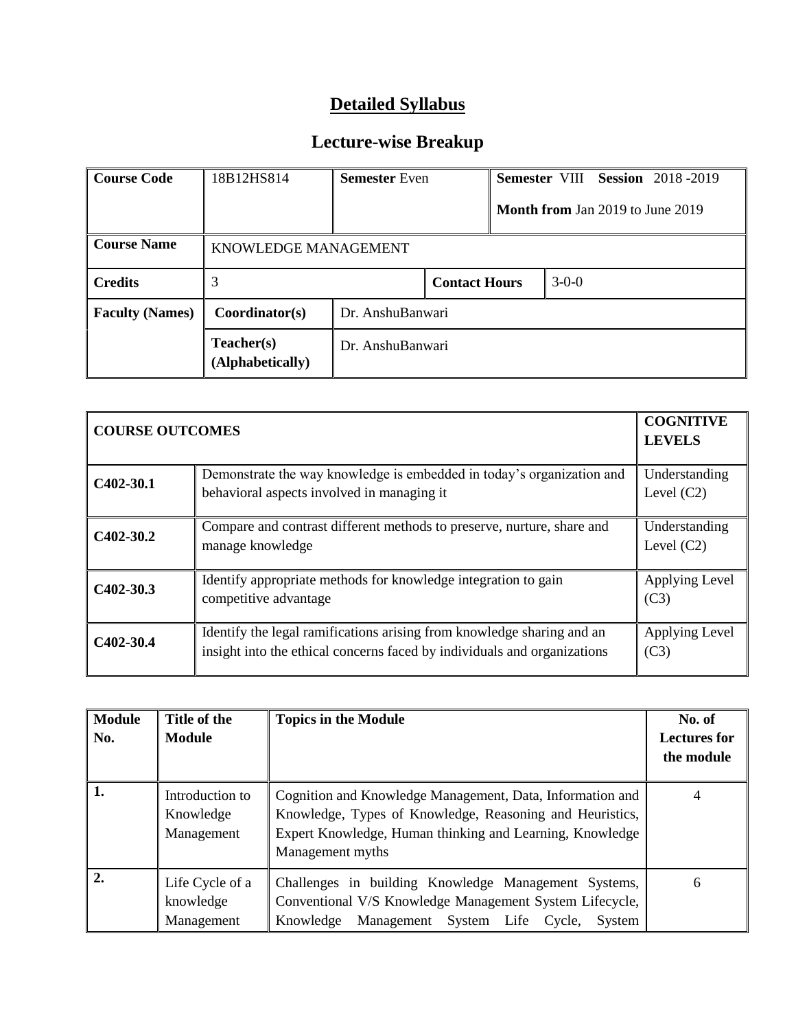# Detailed Syllabus

## Lecture-wise Breakup

| Course Code | 18B12HS814 | **Semester** Even | | **Semester** VIII **Session** 2018 -2019<br>**Month from** Jan 2019 to June 2019 |
|---|---|---|---|---|
| **Course Name** | KNOWLEDGE MANAGEMENT | | | |
| **Credits** | 3 | | **Contact Hours** | 3-0-0 |
| **Faculty (Names)** | **Coordinator(s)** | Dr. AnshuBanwari | | |
| | **Teacher(s) (Alphabetically)** | Dr. AnshuBanwari | | |

| COURSE OUTCOMES | | COGNITIVE LEVELS |
|---|---|---|
| C402-30.1 | Demonstrate the way knowledge is embedded in today's organization and behavioral aspects involved in managing it | Understanding Level (C2) |
| C402-30.2 | Compare and contrast different methods to preserve, nurture, share and manage knowledge | Understanding Level (C2) |
| C402-30.3 | Identify appropriate methods for knowledge integration to gain competitive advantage | Applying Level (C3) |
| C402-30.4 | Identify the legal ramifications arising from knowledge sharing and an insight into the ethical concerns faced by individuals and organizations | Applying Level (C3) |

| Module No. | Title of the Module | Topics in the Module | No. of Lectures for the module |
|---|---|---|---|
| 1. | Introduction to Knowledge Management | Cognition and Knowledge Management, Data, Information and Knowledge, Types of Knowledge, Reasoning and Heuristics, Expert Knowledge, Human thinking and Learning, Knowledge Management myths | 4 |
| 2. | Life Cycle of a knowledge Management | Challenges in building Knowledge Management Systems, Conventional V/S Knowledge Management System Lifecycle, Knowledge Management System Life Cycle, System | 6 |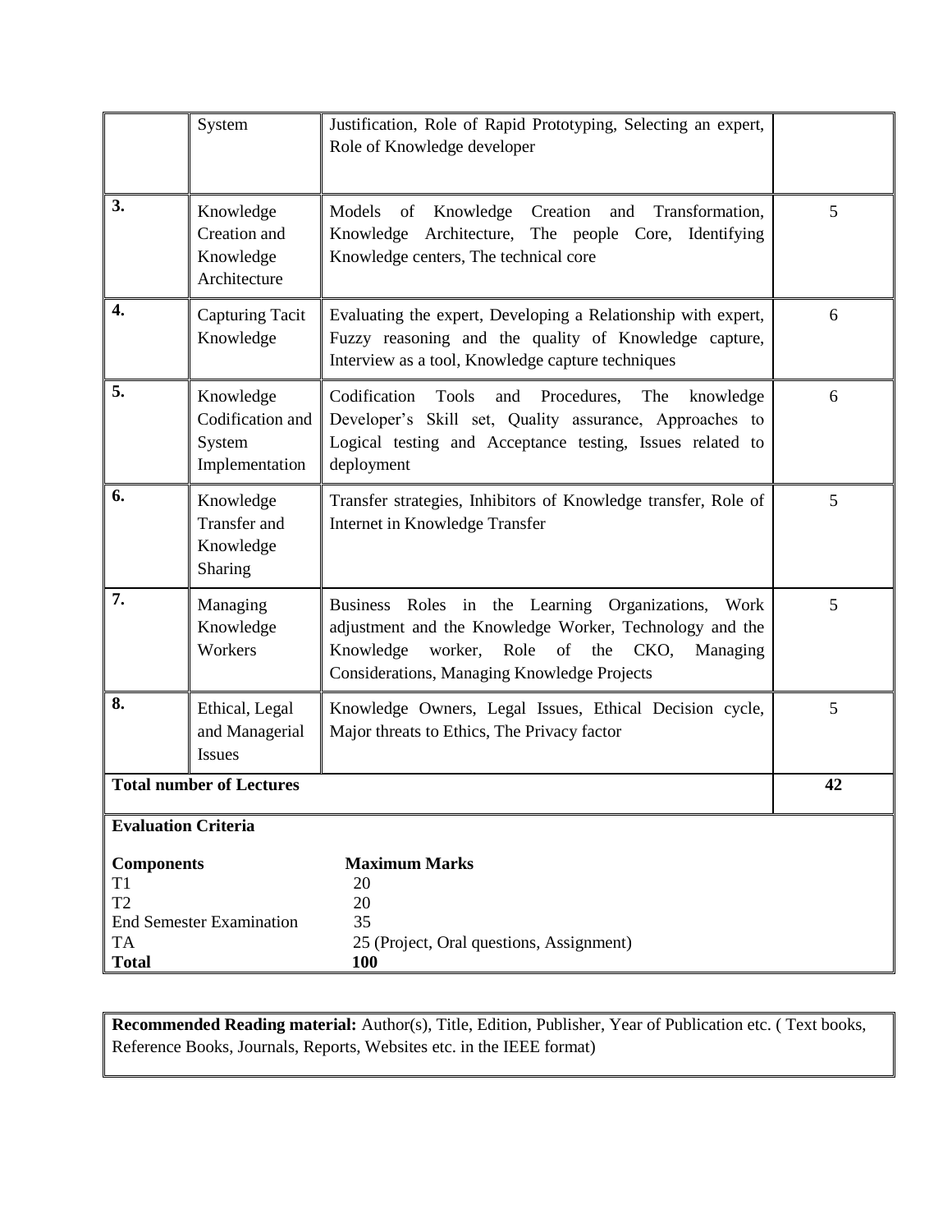| | | | |
|---|---|---|---|
| | System | Justification, Role of Rapid Prototyping, Selecting an expert, Role of Knowledge developer | |
| **3.** | Knowledge Creation and Knowledge Architecture | Models of Knowledge Creation and Transformation, Knowledge Architecture, The people Core, Identifying Knowledge centers, The technical core | 5 |
| **4.** | Capturing Tacit Knowledge | Evaluating the expert, Developing a Relationship with expert, Fuzzy reasoning and the quality of Knowledge capture, Interview as a tool, Knowledge capture techniques | 6 |
| **5.** | Knowledge Codification and System Implementation | Codification Tools and Procedures, The knowledge Developer's Skill set, Quality assurance, Approaches to Logical testing and Acceptance testing, Issues related to deployment | 6 |
| **6.** | Knowledge Transfer and Knowledge Sharing | Transfer strategies, Inhibitors of Knowledge transfer, Role of Internet in Knowledge Transfer | 5 |
| **7.** | Managing Knowledge Workers | Business Roles in the Learning Organizations, Work adjustment and the Knowledge Worker, Technology and the Knowledge worker, Role of the CKO, Managing Considerations, Managing Knowledge Projects | 5 |
| **8.** | Ethical, Legal and Managerial Issues | Knowledge Owners, Legal Issues, Ethical Decision cycle, Major threats to Ethics, The Privacy factor | 5 |
| **Total number of Lectures** | | | **42** |

**Evaluation Criteria**

| **Components** | **Maximum Marks** |
|---|---|
| T1 | 20 |
| T2 | 20 |
| End Semester Examination | 35 |
| TA | 25 (Project, Oral questions, Assignment) |
| **Total** | **100** |

**Recommended Reading material:** Author(s), Title, Edition, Publisher, Year of Publication etc. ( Text books, Reference Books, Journals, Reports, Websites etc. in the IEEE format)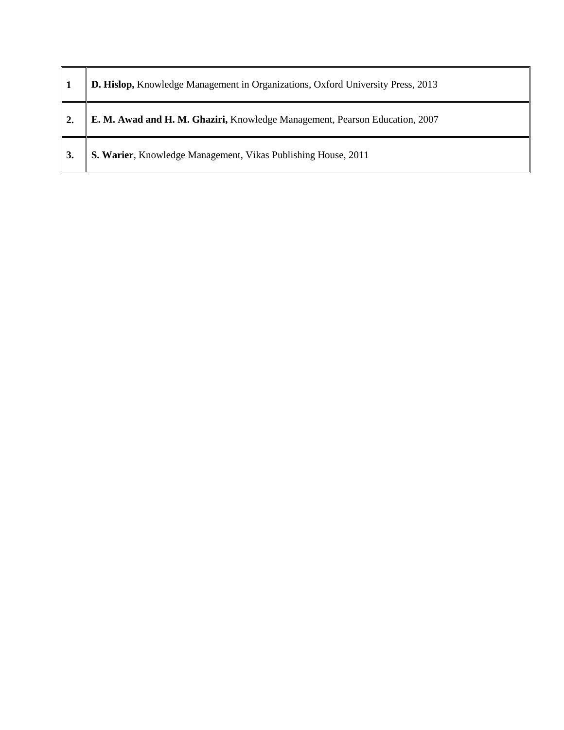| | |
|---|---|
| **1** | **D. Hislop,** Knowledge Management in Organizations, Oxford University Press, 2013 |
| **2.** | **E. M. Awad and H. M. Ghaziri,** Knowledge Management, Pearson Education, 2007 |
| **3.** | **S. Warier**, Knowledge Management, Vikas Publishing House, 2011 |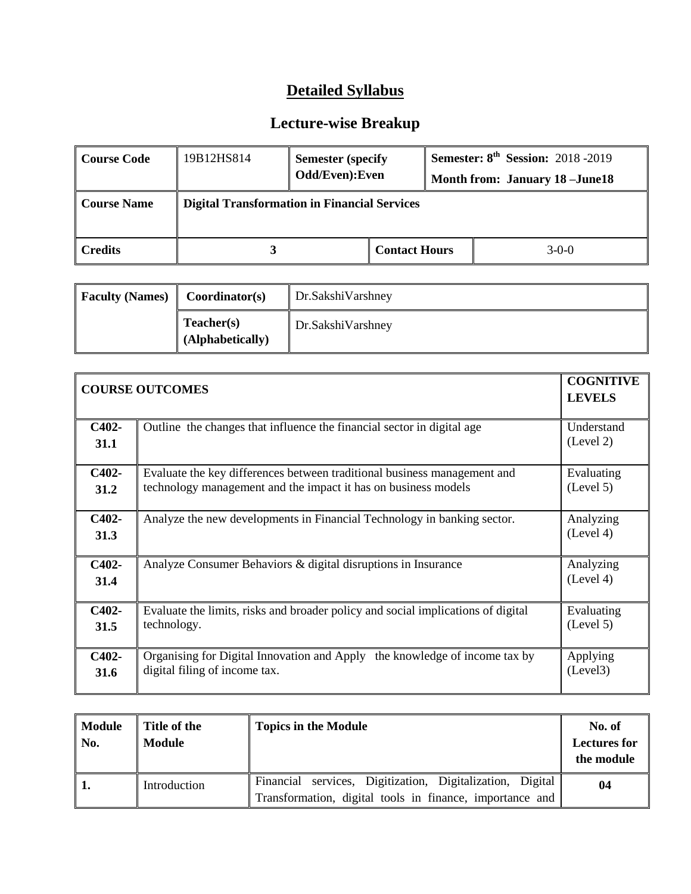# Detailed Syllabus

## Lecture-wise Breakup

| Course Code | 19B12HS814 | Semester (specify Odd/Even):Even | | Semester: 8th Session: 2018 -2019 Month from: January 18 –June18 |
|---|---|---|---|---|
| Course Name | Digital Transformation in Financial Services | | | |
| Credits | 3 | | Contact Hours | 3-0-0 |

| Faculty (Names) | Coordinator(s) | Dr.SakshiVarshney |
|---|---|---|
| | Teacher(s) (Alphabetically) | Dr.SakshiVarshney |

| COURSE OUTCOMES | | COGNITIVE LEVELS |
|---|---|---|
| C402-31.1 | Outline the changes that influence the financial sector in digital age | Understand (Level 2) |
| C402-31.2 | Evaluate the key differences between traditional business management and technology management and the impact it has on business models | Evaluating (Level 5) |
| C402-31.3 | Analyze the new developments in Financial Technology in banking sector. | Analyzing (Level 4) |
| C402-31.4 | Analyze Consumer Behaviors & digital disruptions in Insurance | Analyzing (Level 4) |
| C402-31.5 | Evaluate the limits, risks and broader policy and social implications of digital technology. | Evaluating (Level 5) |
| C402-31.6 | Organising for Digital Innovation and Apply the knowledge of income tax by digital filing of income tax. | Applying (Level3) |

| Module No. | Title of the Module | Topics in the Module | No. of Lectures for the module |
|---|---|---|---|
| 1. | Introduction | Financial services, Digitization, Digitalization, Digital Transformation, digital tools in finance, importance and | 04 |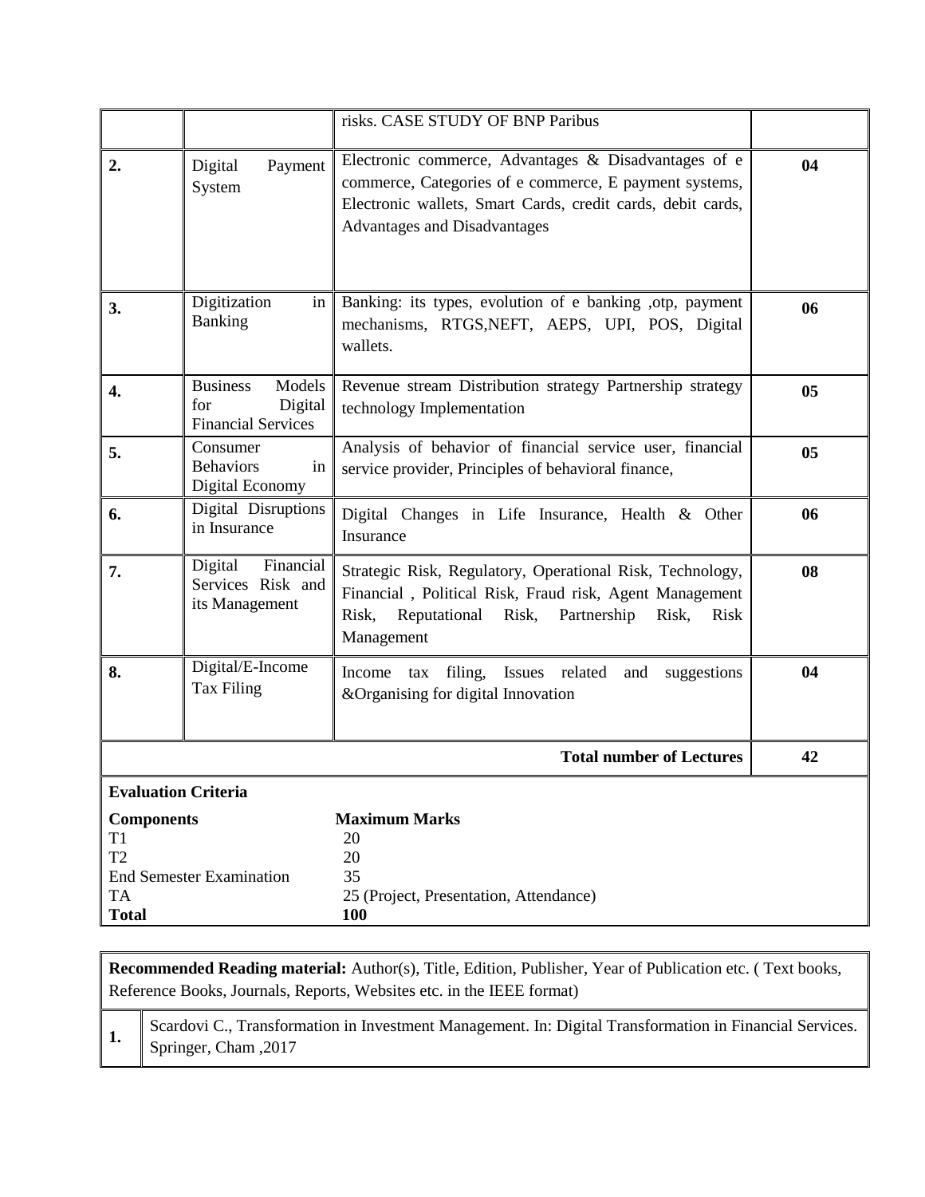| | | | |
|---|---|---|---|
| | | risks. CASE STUDY OF BNP Paribus | |
| **2.** | Digital Payment System | Electronic commerce, Advantages & Disadvantages of e commerce, Categories of e commerce, E payment systems, Electronic wallets, Smart Cards, credit cards, debit cards, Advantages and Disadvantages | **04** |
| **3.** | Digitization in Banking | Banking: its types, evolution of e banking ,otp, payment mechanisms, RTGS,NEFT, AEPS, UPI, POS, Digital wallets. | **06** |
| **4.** | Business Models for Digital Financial Services | Revenue stream Distribution strategy Partnership strategy technology Implementation | **05** |
| **5.** | Consumer Behaviors in Digital Economy | Analysis of behavior of financial service user, financial service provider, Principles of behavioral finance, | **05** |
| **6.** | Digital Disruptions in Insurance | Digital Changes in Life Insurance, Health & Other Insurance | **06** |
| **7.** | Digital Financial Services Risk and its Management | Strategic Risk, Regulatory, Operational Risk, Technology, Financial , Political Risk, Fraud risk, Agent Management Risk, Reputational Risk, Partnership Risk, Risk Management | **08** |
| **8.** | Digital/E-Income Tax Filing | Income tax filing, Issues related and suggestions &Organising for digital Innovation | **04** |
| | | **Total number of Lectures** | **42** |

**Evaluation Criteria**

| **Components** | **Maximum Marks** |
|---|---|
| T1 | 20 |
| T2 | 20 |
| End Semester Examination | 35 |
| TA | 25 (Project, Presentation, Attendance) |
| **Total** | **100** |

**Recommended Reading material:** Author(s), Title, Edition, Publisher, Year of Publication etc. ( Text books, Reference Books, Journals, Reports, Websites etc. in the IEEE format)

| | |
|---|---|
| **1.** | Scardovi C., Transformation in Investment Management. In: Digital Transformation in Financial Services. Springer, Cham ,2017 |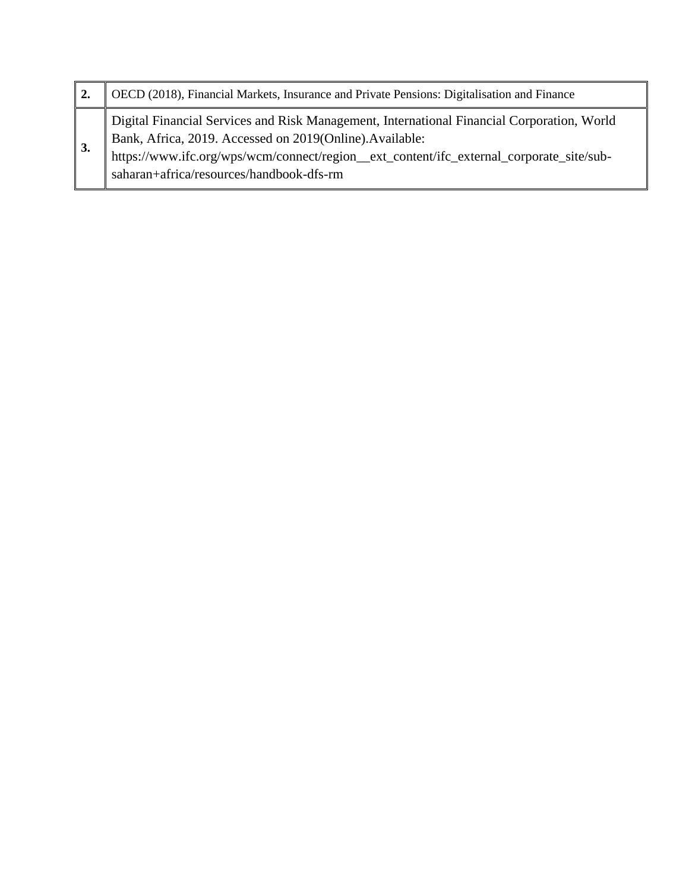| | |
|---|---|
| **2.** | OECD (2018), Financial Markets, Insurance and Private Pensions: Digitalisation and Finance |
| **3.** | Digital Financial Services and Risk Management, International Financial Corporation, World Bank, Africa, 2019. Accessed on 2019(Online).Available: https://www.ifc.org/wps/wcm/connect/region__ext_content/ifc_external_corporate_site/sub-saharan+africa/resources/handbook-dfs-rm |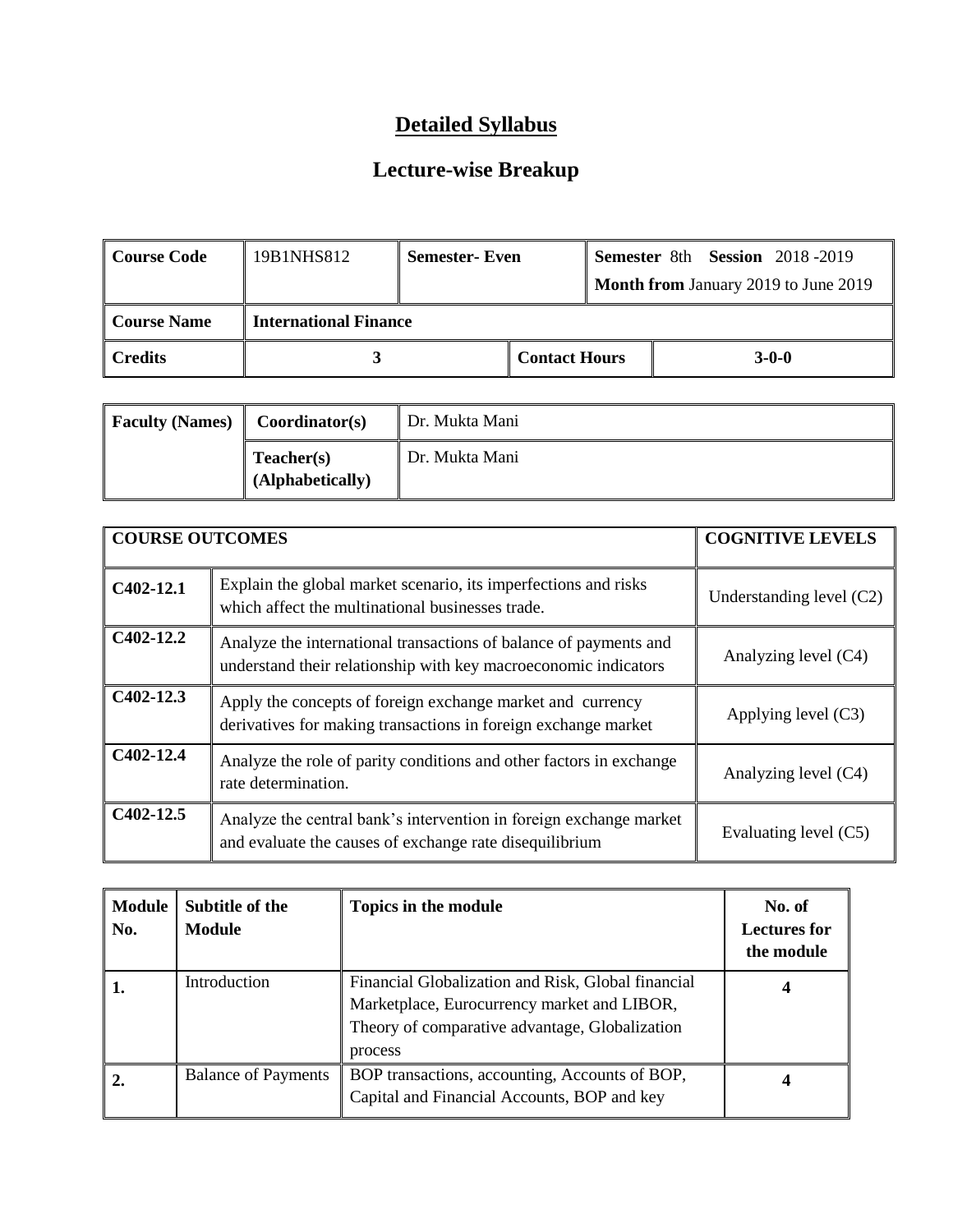# Detailed Syllabus

## Lecture-wise Breakup

| Course Code | 19B1NHS812 | Semester- Even | Semester 8th Session 2018 -2019<br>Month from January 2019 to June 2019 |
|---|---|---|---|
| Course Name | International Finance | | |
| Credits | 3 | Contact Hours | 3-0-0 |

| Faculty (Names) | Coordinator(s) | Dr. Mukta Mani |
|---|---|---|
| | Teacher(s) (Alphabetically) | Dr. Mukta Mani |

| COURSE OUTCOMES | | COGNITIVE LEVELS |
|---|---|---|
| C402-12.1 | Explain the global market scenario, its imperfections and risks which affect the multinational businesses trade. | Understanding level (C2) |
| C402-12.2 | Analyze the international transactions of balance of payments and understand their relationship with key macroeconomic indicators | Analyzing level (C4) |
| C402-12.3 | Apply the concepts of foreign exchange market and currency derivatives for making transactions in foreign exchange market | Applying level (C3) |
| C402-12.4 | Analyze the role of parity conditions and other factors in exchange rate determination. | Analyzing level (C4) |
| C402-12.5 | Analyze the central bank's intervention in foreign exchange market and evaluate the causes of exchange rate disequilibrium | Evaluating level (C5) |

| Module No. | Subtitle of the Module | Topics in the module | No. of Lectures for the module |
|---|---|---|---|
| 1. | Introduction | Financial Globalization and Risk, Global financial Marketplace, Eurocurrency market and LIBOR, Theory of comparative advantage, Globalization process | 4 |
| 2. | Balance of Payments | BOP transactions, accounting, Accounts of BOP, Capital and Financial Accounts, BOP and key | 4 |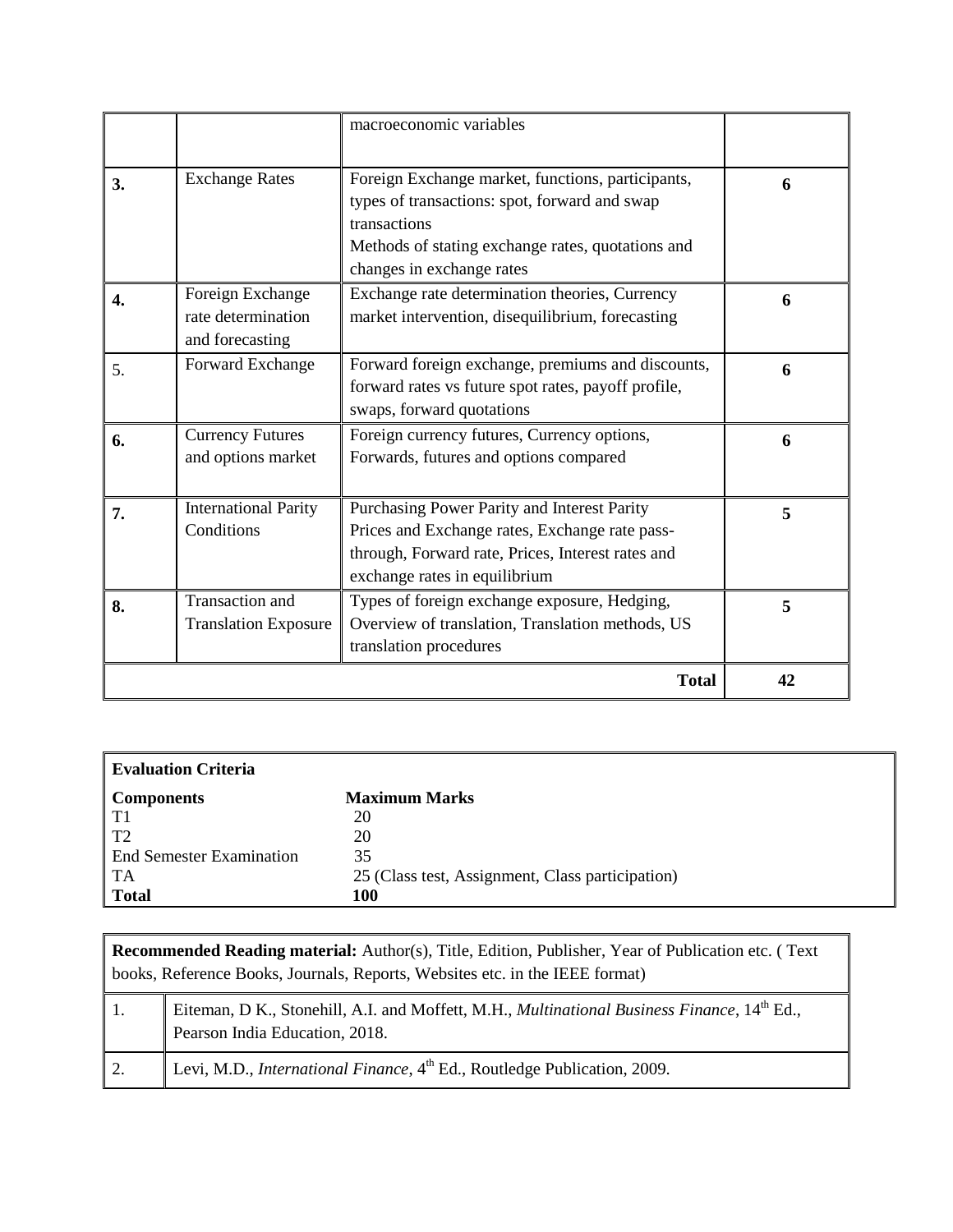| | | | |
|---|---|---|---|
| | | macroeconomic variables | |
| **3.** | Exchange Rates | Foreign Exchange market, functions, participants, types of transactions: spot, forward and swap transactions<br>Methods of stating exchange rates, quotations and changes in exchange rates | **6** |
| **4.** | Foreign Exchange rate determination and forecasting | Exchange rate determination theories, Currency market intervention, disequilibrium, forecasting | **6** |
| 5. | Forward Exchange | Forward foreign exchange, premiums and discounts, forward rates vs future spot rates, payoff profile, swaps, forward quotations | **6** |
| **6.** | Currency Futures and options market | Foreign currency futures, Currency options, Forwards, futures and options compared | **6** |
| **7.** | International Parity Conditions | Purchasing Power Parity and Interest Parity Prices and Exchange rates, Exchange rate pass-through, Forward rate, Prices, Interest rates and exchange rates in equilibrium | **5** |
| **8.** | Transaction and Translation Exposure | Types of foreign exchange exposure, Hedging, Overview of translation, Translation methods, US translation procedures | **5** |
| | | **Total** | **42** |

| **Evaluation Criteria** | |
|---|---|
| **Components** | **Maximum Marks** |
| T1 | 20 |
| T2 | 20 |
| End Semester Examination | 35 |
| TA | 25 (Class test, Assignment, Class participation) |
| **Total** | **100** |

| **Recommended Reading material:** Author(s), Title, Edition, Publisher, Year of Publication etc. ( Text books, Reference Books, Journals, Reports, Websites etc. in the IEEE format) | |
|---|---|
| 1. | Eiteman, D K., Stonehill, A.I. and Moffett, M.H., *Multinational Business Finance*, 14th Ed., Pearson India Education, 2018. |
| 2. | Levi, M.D., *International Finance*, 4th Ed., Routledge Publication, 2009. |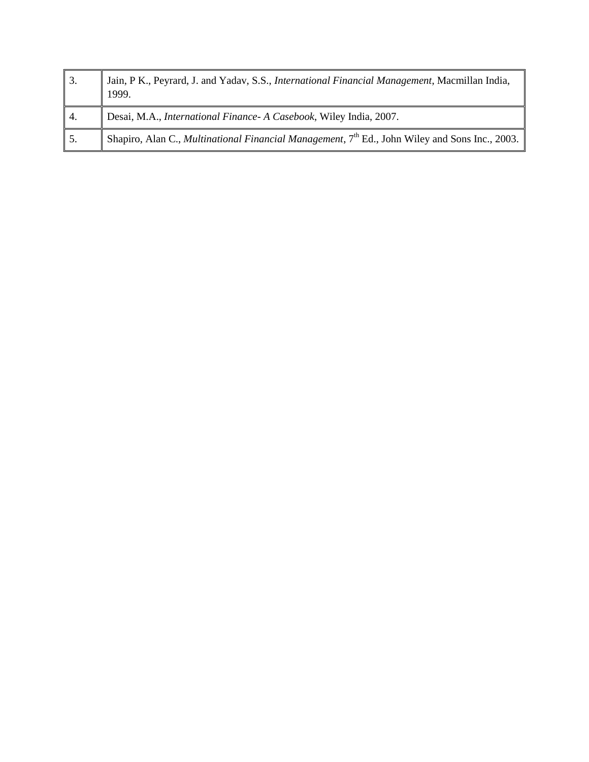| | |
|---|---|
| 3. | Jain, P K., Peyrard, J. and Yadav, S.S., *International Financial Management*, Macmillan India, 1999. |
| 4. | Desai, M.A., *International Finance- A Casebook*, Wiley India, 2007. |
| 5. | Shapiro, Alan C., *Multinational Financial Management*, 7th Ed., John Wiley and Sons Inc., 2003. |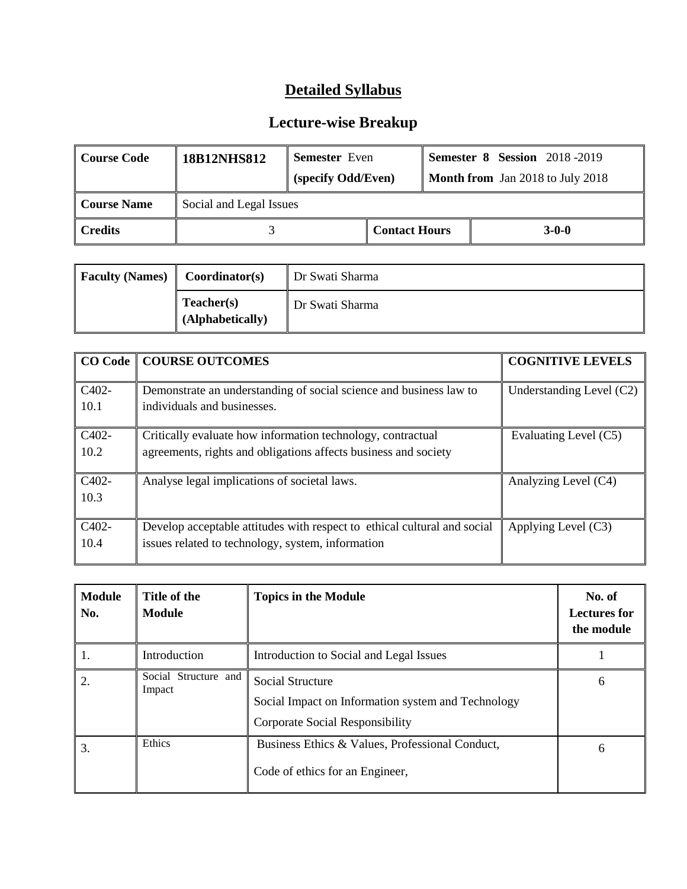# Detailed Syllabus

## Lecture-wise Breakup

| Course Code | 18B12NHS812 | Semester Even (specify Odd/Even) | | Semester 8 Session 2018 -2019 Month from Jan 2018 to July 2018 |
|---|---|---|---|---|
| Course Name | Social and Legal Issues | | | |
| Credits | 3 | | Contact Hours | 3-0-0 |

| Faculty (Names) | Coordinator(s) | Dr Swati Sharma |
|---|---|---|
| | Teacher(s) (Alphabetically) | Dr Swati Sharma |

| CO Code | COURSE OUTCOMES | COGNITIVE LEVELS |
|---|---|---|
| C402-10.1 | Demonstrate an understanding of social science and business law to individuals and businesses. | Understanding Level (C2) |
| C402-10.2 | Critically evaluate how information technology, contractual agreements, rights and obligations affects business and society | Evaluating Level (C5) |
| C402-10.3 | Analyse legal implications of societal laws. | Analyzing Level (C4) |
| C402-10.4 | Develop acceptable attitudes with respect to ethical cultural and social issues related to technology, system, information | Applying Level (C3) |

| Module No. | Title of the Module | Topics in the Module | No. of Lectures for the module |
|---|---|---|---|
| 1. | Introduction | Introduction to Social and Legal Issues | 1 |
| 2. | Social Structure and Impact | Social Structure<br>Social Impact on Information system and Technology<br>Corporate Social Responsibility | 6 |
| 3. | Ethics | Business Ethics & Values, Professional Conduct,<br>Code of ethics for an Engineer, | 6 |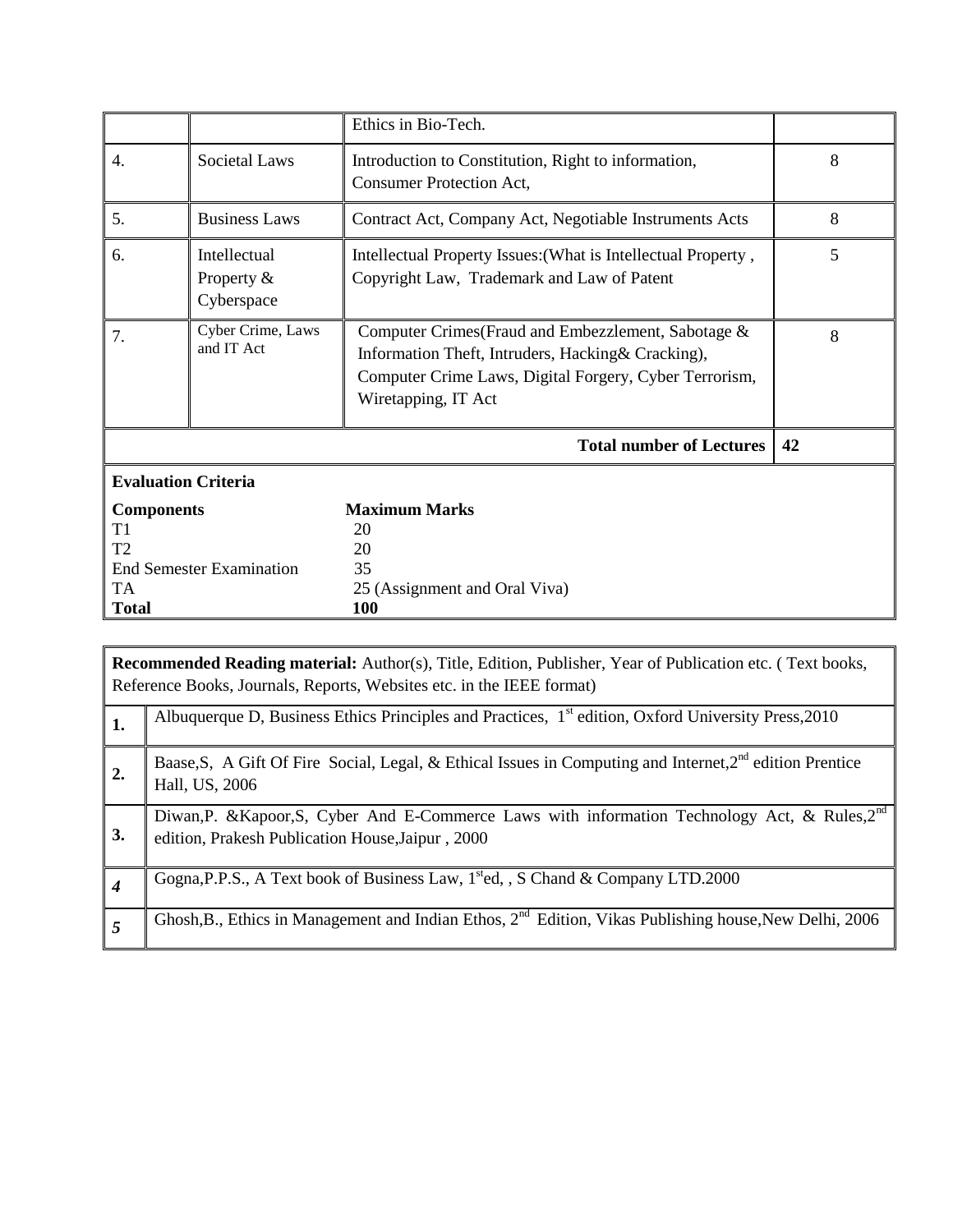|  |  | Ethics in Bio-Tech. |  |
|---|---|---|---|
| 4. | Societal Laws | Introduction to Constitution, Right to information, Consumer Protection Act, | 8 |
| 5. | Business Laws | Contract Act, Company Act, Negotiable Instruments Acts | 8 |
| 6. | Intellectual Property & Cyberspace | Intellectual Property Issues:(What is Intellectual Property , Copyright Law, Trademark and Law of Patent | 5 |
| 7. | Cyber Crime, Laws and IT Act | Computer Crimes(Fraud and Embezzlement, Sabotage & Information Theft, Intruders, Hacking& Cracking), Computer Crime Laws, Digital Forgery, Cyber Terrorism, Wiretapping, IT Act | 8 |
|  |  | **Total number of Lectures** | **42** |

**Evaluation Criteria**

| **Components** | **Maximum Marks** |
|---|---|
| T1 | 20 |
| T2 | 20 |
| End Semester Examination | 35 |
| TA | 25 (Assignment and Oral Viva) |
| **Total** | **100** |

**Recommended Reading material:** Author(s), Title, Edition, Publisher, Year of Publication etc. ( Text books, Reference Books, Journals, Reports, Websites etc. in the IEEE format)

| | |
|---|---|
| **1.** | Albuquerque D, Business Ethics Principles and Practices, 1st edition, Oxford University Press,2010 |
| **2.** | Baase,S, A Gift Of Fire Social, Legal, & Ethical Issues in Computing and Internet,2nd edition Prentice Hall, US, 2006 |
| **3.** | Diwan,P. &Kapoor,S, Cyber And E-Commerce Laws with information Technology Act, & Rules,2nd edition, Prakesh Publication House,Jaipur , 2000 |
| ***4*** | Gogna,P.P.S., A Text book of Business Law, 1sted, , S Chand & Company LTD.2000 |
| ***5*** | Ghosh,B., Ethics in Management and Indian Ethos, 2nd Edition, Vikas Publishing house,New Delhi, 2006 |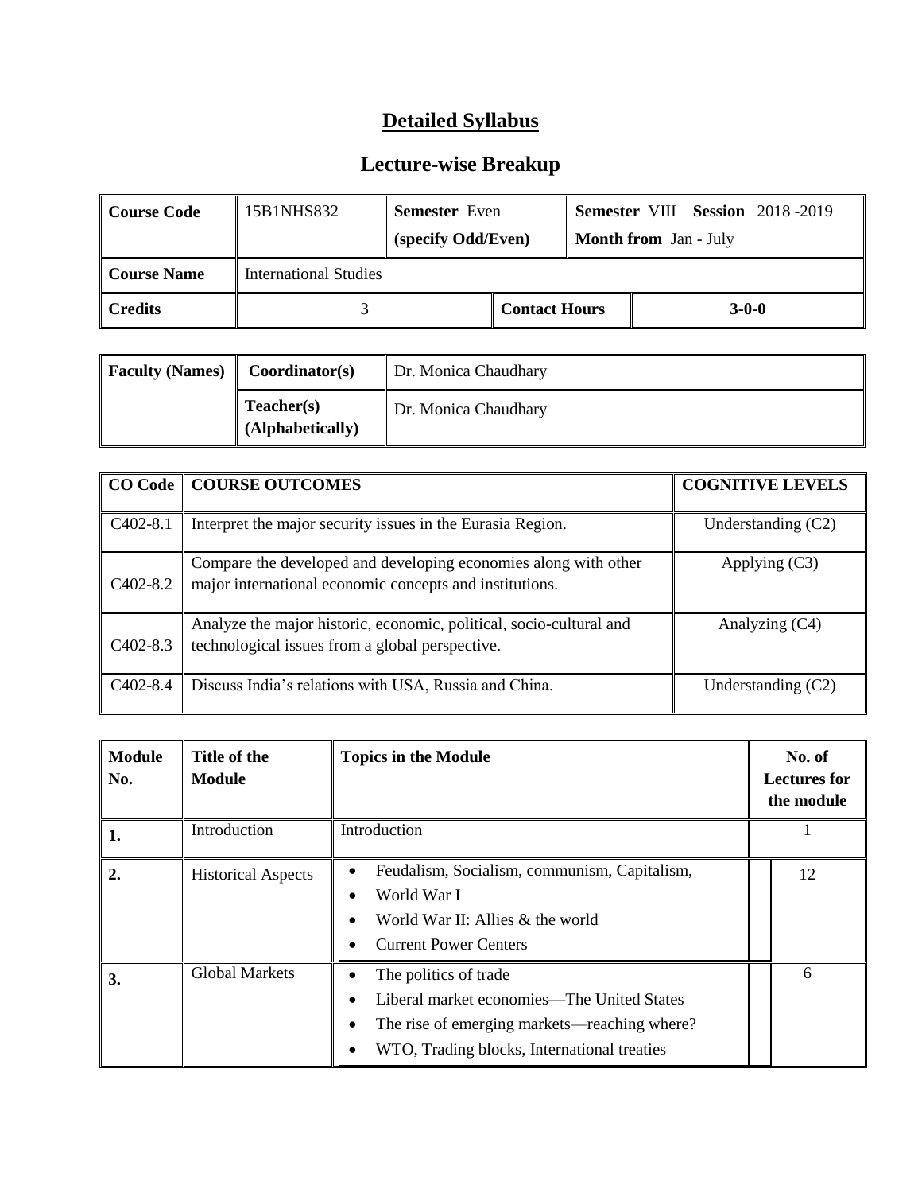# Detailed Syllabus

## Lecture-wise Breakup

| Course Code | 15B1NHS832 | Semester Even (specify Odd/Even) | Semester VIII Session 2018 -2019 Month from Jan - July |
|---|---|---|---|
| Course Name | International Studies | | |
| Credits | 3 | Contact Hours | 3-0-0 |

| Faculty (Names) | Coordinator(s) | Dr. Monica Chaudhary |
|---|---|---|
| | Teacher(s) (Alphabetically) | Dr. Monica Chaudhary |

| CO Code | COURSE OUTCOMES | COGNITIVE LEVELS |
|---|---|---|
| C402-8.1 | Interpret the major security issues in the Eurasia Region. | Understanding (C2) |
| C402-8.2 | Compare the developed and developing economies along with other major international economic concepts and institutions. | Applying (C3) |
| C402-8.3 | Analyze the major historic, economic, political, socio-cultural and technological issues from a global perspective. | Analyzing (C4) |
| C402-8.4 | Discuss India's relations with USA, Russia and China. | Understanding (C2) |

| Module No. | Title of the Module | Topics in the Module | No. of Lectures for the module |
|---|---|---|---|
| 1. | Introduction | Introduction | 1 |
| 2. | Historical Aspects | • Feudalism, Socialism, communism, Capitalism,<br>• World War I<br>• World War II: Allies & the world<br>• Current Power Centers | 12 |
| 3. | Global Markets | • The politics of trade<br>• Liberal market economies—The United States<br>• The rise of emerging markets—reaching where?<br>• WTO, Trading blocks, International treaties | 6 |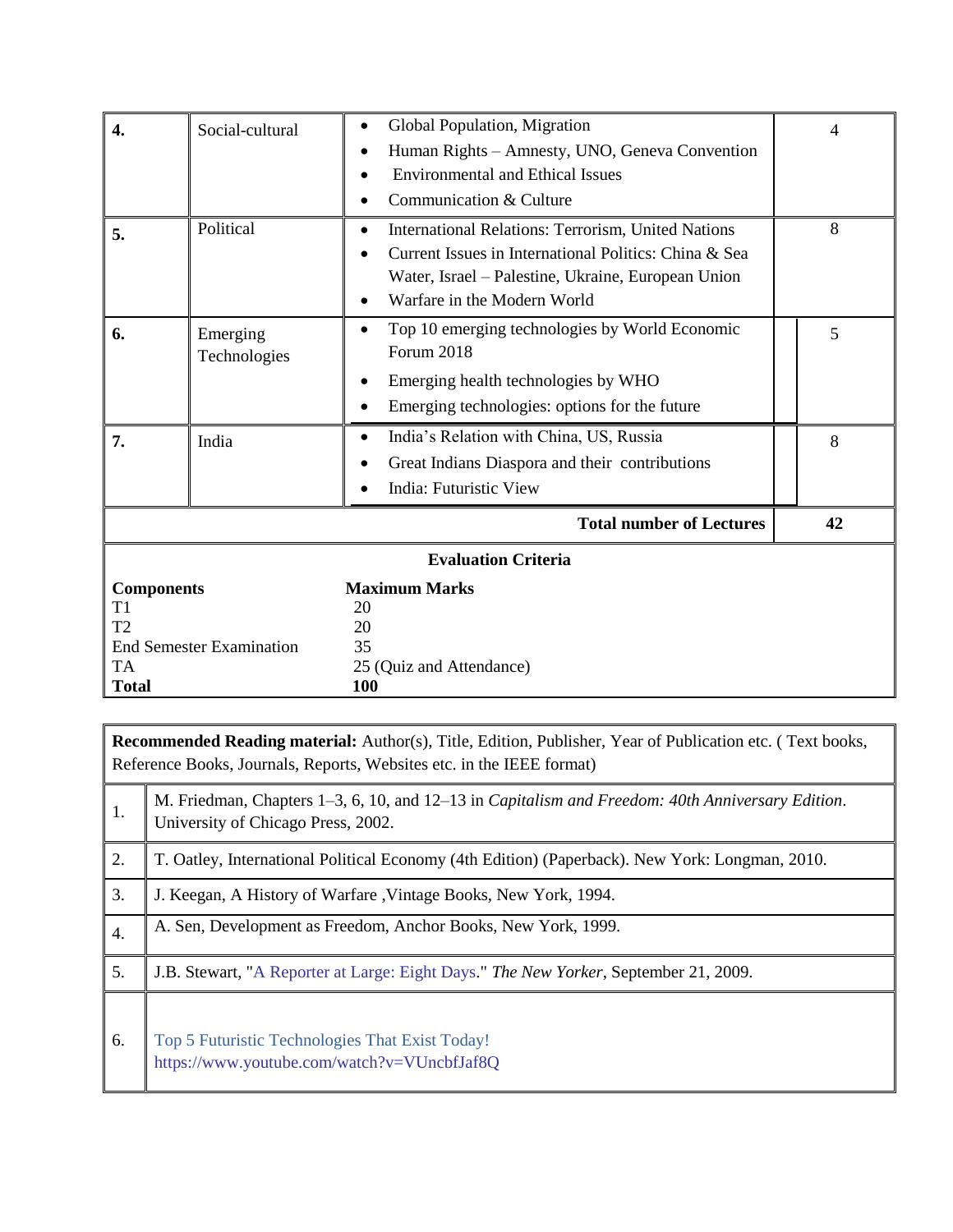| | | | |
|---|---|---|---|
| **4.** | Social-cultural | • Global Population, Migration<br>• Human Rights – Amnesty, UNO, Geneva Convention<br>• Environmental and Ethical Issues<br>• Communication & Culture | 4 |
| **5.** | Political | • International Relations: Terrorism, United Nations<br>• Current Issues in International Politics: China & Sea Water, Israel – Palestine, Ukraine, European Union<br>• Warfare in the Modern World | 8 |
| **6.** | Emerging Technologies | • Top 10 emerging technologies by World Economic Forum 2018<br>• Emerging health technologies by WHO<br>• Emerging technologies: options for the future | 5 |
| **7.** | India | • India's Relation with China, US, Russia<br>• Great Indians Diaspora and their contributions<br>• India: Futuristic View | 8 |
| | | **Total number of Lectures** | **42** |

**Evaluation Criteria**

| **Components** | **Maximum Marks** |
|---|---|
| T1 | 20 |
| T2 | 20 |
| End Semester Examination | 35 |
| TA | 25 (Quiz and Attendance) |
| **Total** | **100** |

| **Recommended Reading material:** Author(s), Title, Edition, Publisher, Year of Publication etc. ( Text books, Reference Books, Journals, Reports, Websites etc. in the IEEE format) | |
|---|---|
| 1. | M. Friedman, Chapters 1–3, 6, 10, and 12–13 in *Capitalism and Freedom: 40th Anniversary Edition*. University of Chicago Press, 2002. |
| 2. | T. Oatley, International Political Economy (4th Edition) (Paperback). New York: Longman, 2010. |
| 3. | J. Keegan, A History of Warfare ,Vintage Books, New York, 1994. |
| 4. | A. Sen, Development as Freedom, Anchor Books, New York, 1999. |
| 5. | J.B. Stewart, "A Reporter at Large: Eight Days." *The New Yorker*, September 21, 2009. |
| 6. | Top 5 Futuristic Technologies That Exist Today! https://www.youtube.com/watch?v=VUncbfJaf8Q |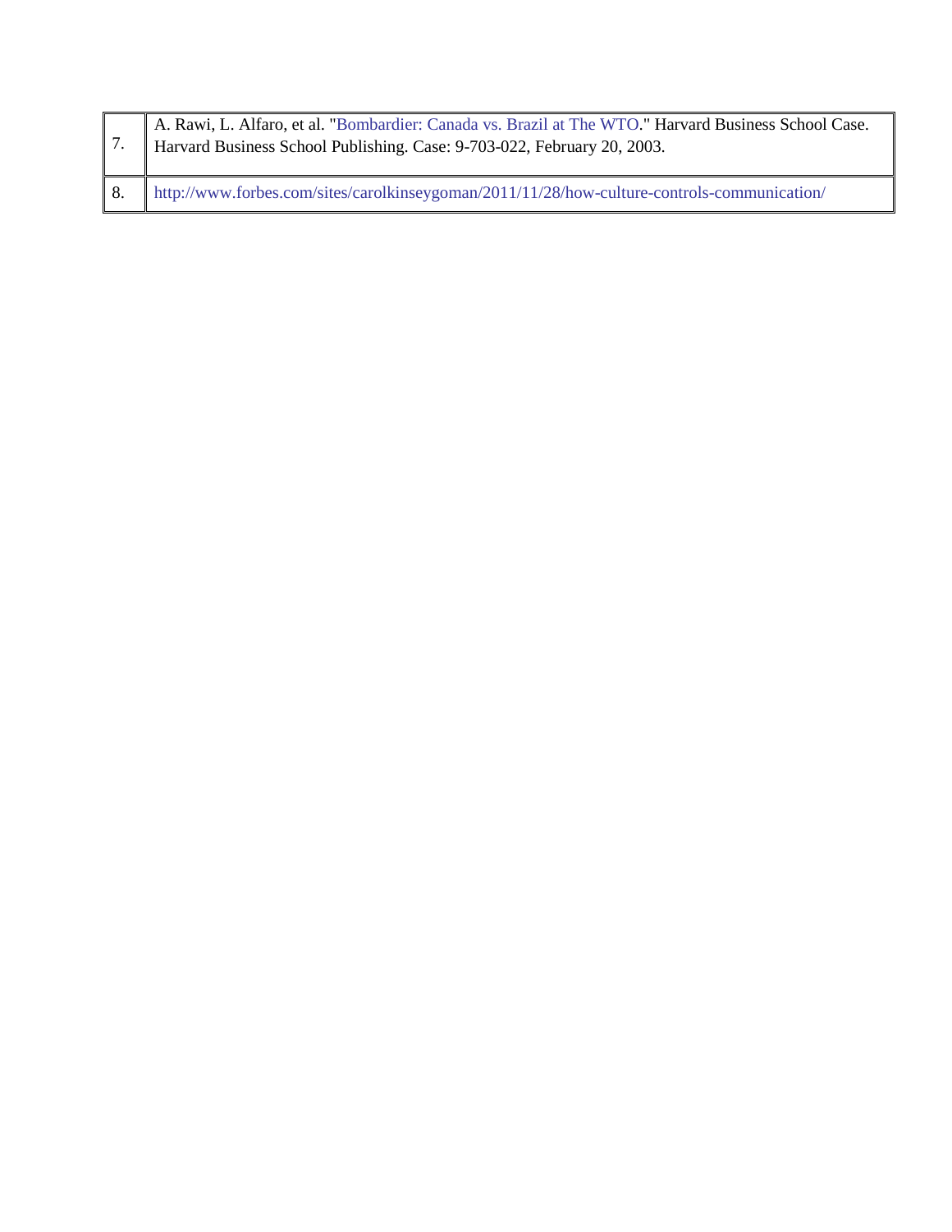| | |
|---|---|
| 7. | A. Rawi, L. Alfaro, et al. "Bombardier: Canada vs. Brazil at The WTO." Harvard Business School Case. Harvard Business School Publishing. Case: 9-703-022, February 20, 2003. |
| 8. | http://www.forbes.com/sites/carolkinseygoman/2011/11/28/how-culture-controls-communication/ |